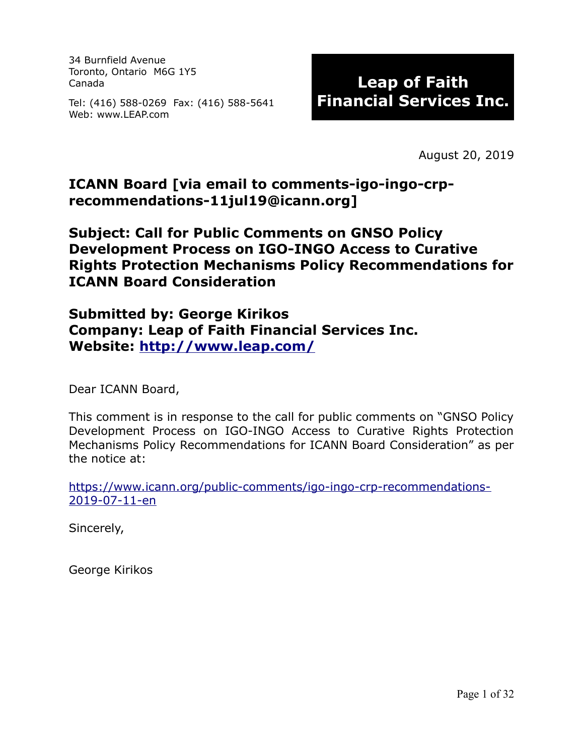34 Burnfield Avenue
Toronto, Ontario  M6G 1Y5
Canada

Tel: (416) 588-0269  Fax: (416) 588-5641
Web: www.LEAP.com

**Leap of Faith Financial Services Inc.**

August 20, 2019

**ICANN Board [via email to comments-igo-ingo-crp-recommendations-11jul19@icann.org]**

**Subject: Call for Public Comments on GNSO Policy Development Process on IGO-INGO Access to Curative Rights Protection Mechanisms Policy Recommendations for ICANN Board Consideration**

**Submitted by: George Kirikos**
**Company: Leap of Faith Financial Services Inc.**
**Website: [http://www.leap.com/](http://www.leap.com/)**

Dear ICANN Board,

This comment is in response to the call for public comments on "GNSO Policy Development Process on IGO-INGO Access to Curative Rights Protection Mechanisms Policy Recommendations for ICANN Board Consideration" as per the notice at:

[https://www.icann.org/public-comments/igo-ingo-crp-recommendations-2019-07-11-en](https://www.icann.org/public-comments/igo-ingo-crp-recommendations-2019-07-11-en)

Sincerely,

George Kirikos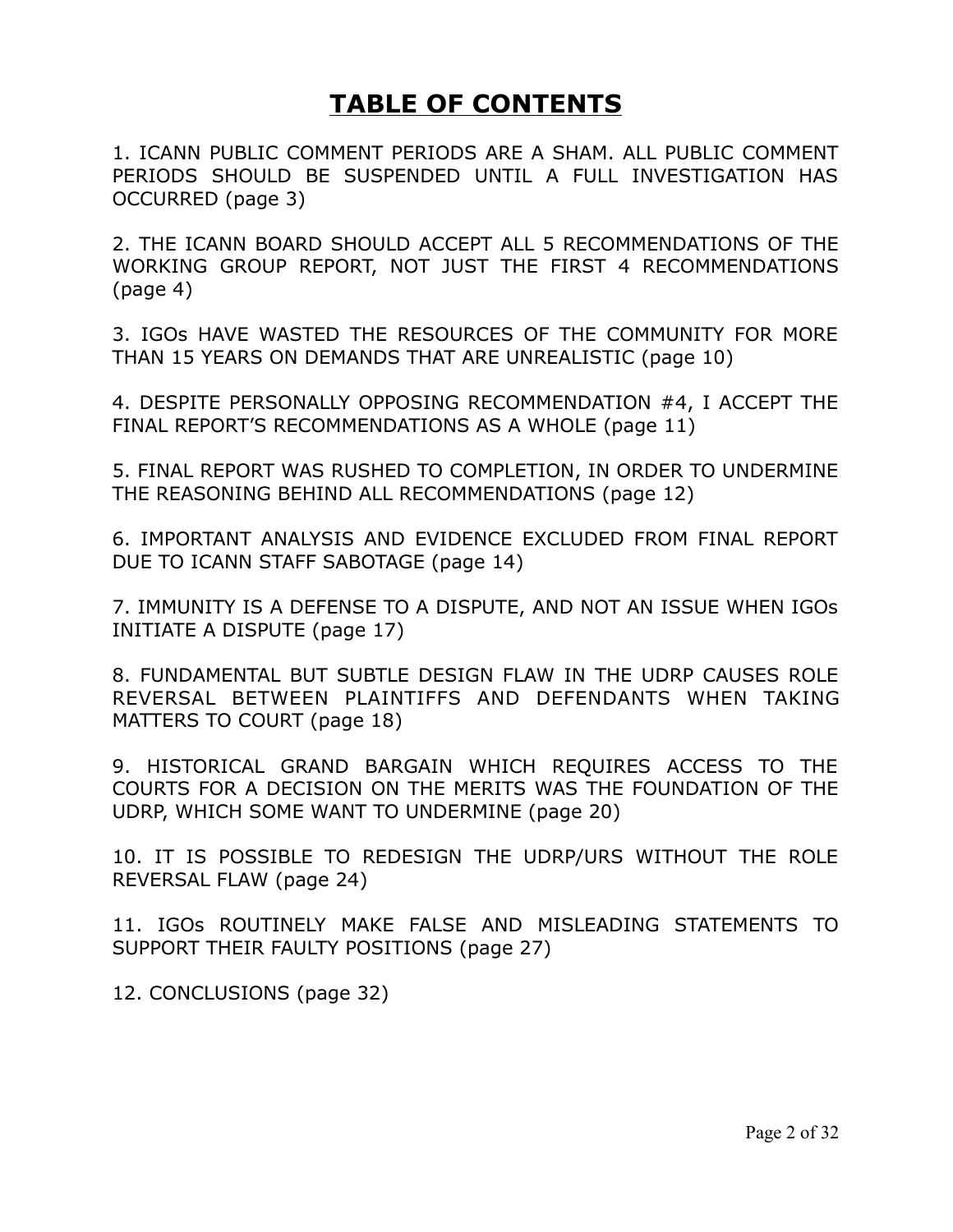# TABLE OF CONTENTS

1. ICANN PUBLIC COMMENT PERIODS ARE A SHAM. ALL PUBLIC COMMENT PERIODS SHOULD BE SUSPENDED UNTIL A FULL INVESTIGATION HAS OCCURRED (page 3)

2. THE ICANN BOARD SHOULD ACCEPT ALL 5 RECOMMENDATIONS OF THE WORKING GROUP REPORT, NOT JUST THE FIRST 4 RECOMMENDATIONS (page 4)

3. IGOs HAVE WASTED THE RESOURCES OF THE COMMUNITY FOR MORE THAN 15 YEARS ON DEMANDS THAT ARE UNREALISTIC (page 10)

4. DESPITE PERSONALLY OPPOSING RECOMMENDATION #4, I ACCEPT THE FINAL REPORT'S RECOMMENDATIONS AS A WHOLE (page 11)

5. FINAL REPORT WAS RUSHED TO COMPLETION, IN ORDER TO UNDERMINE THE REASONING BEHIND ALL RECOMMENDATIONS (page 12)

6. IMPORTANT ANALYSIS AND EVIDENCE EXCLUDED FROM FINAL REPORT DUE TO ICANN STAFF SABOTAGE (page 14)

7. IMMUNITY IS A DEFENSE TO A DISPUTE, AND NOT AN ISSUE WHEN IGOs INITIATE A DISPUTE (page 17)

8. FUNDAMENTAL BUT SUBTLE DESIGN FLAW IN THE UDRP CAUSES ROLE REVERSAL BETWEEN PLAINTIFFS AND DEFENDANTS WHEN TAKING MATTERS TO COURT (page 18)

9. HISTORICAL GRAND BARGAIN WHICH REQUIRES ACCESS TO THE COURTS FOR A DECISION ON THE MERITS WAS THE FOUNDATION OF THE UDRP, WHICH SOME WANT TO UNDERMINE (page 20)

10. IT IS POSSIBLE TO REDESIGN THE UDRP/URS WITHOUT THE ROLE REVERSAL FLAW (page 24)

11. IGOs ROUTINELY MAKE FALSE AND MISLEADING STATEMENTS TO SUPPORT THEIR FAULTY POSITIONS (page 27)

12. CONCLUSIONS (page 32)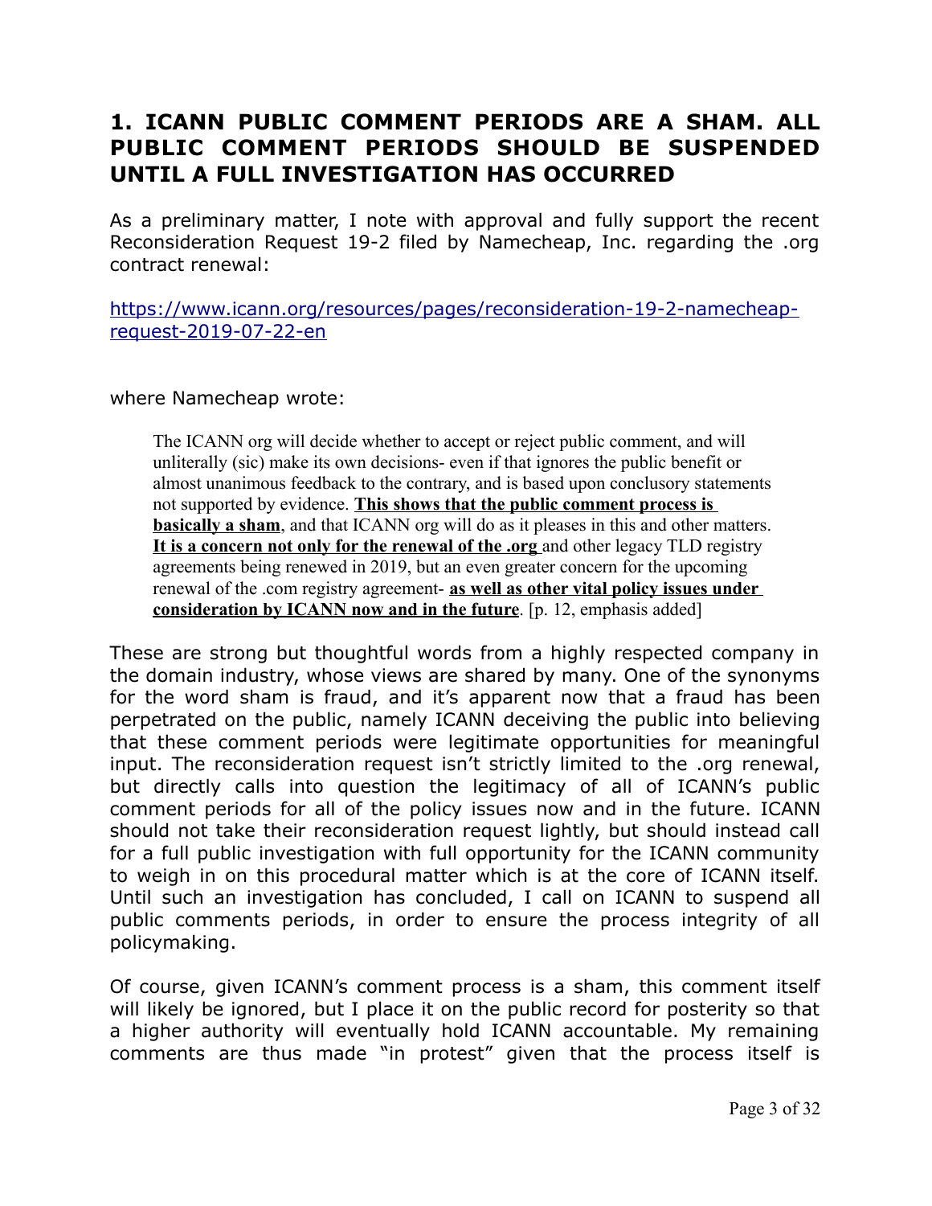## 1. ICANN PUBLIC COMMENT PERIODS ARE A SHAM. ALL PUBLIC COMMENT PERIODS SHOULD BE SUSPENDED UNTIL A FULL INVESTIGATION HAS OCCURRED

As a preliminary matter, I note with approval and fully support the recent Reconsideration Request 19-2 filed by Namecheap, Inc. regarding the .org contract renewal:

[https://www.icann.org/resources/pages/reconsideration-19-2-namecheap-request-2019-07-22-en](https://www.icann.org/resources/pages/reconsideration-19-2-namecheap-request-2019-07-22-en)

where Namecheap wrote:

> The ICANN org will decide whether to accept or reject public comment, and will unliterally (sic) make its own decisions- even if that ignores the public benefit or almost unanimous feedback to the contrary, and is based upon conclusory statements not supported by evidence. **This shows that the public comment process is basically a sham**, and that ICANN org will do as it pleases in this and other matters. **It is a concern not only for the renewal of the .org** and other legacy TLD registry agreements being renewed in 2019, but an even greater concern for the upcoming renewal of the .com registry agreement- **as well as other vital policy issues under consideration by ICANN now and in the future**. [p. 12, emphasis added]

These are strong but thoughtful words from a highly respected company in the domain industry, whose views are shared by many. One of the synonyms for the word sham is fraud, and it's apparent now that a fraud has been perpetrated on the public, namely ICANN deceiving the public into believing that these comment periods were legitimate opportunities for meaningful input. The reconsideration request isn't strictly limited to the .org renewal, but directly calls into question the legitimacy of all of ICANN's public comment periods for all of the policy issues now and in the future. ICANN should not take their reconsideration request lightly, but should instead call for a full public investigation with full opportunity for the ICANN community to weigh in on this procedural matter which is at the core of ICANN itself. Until such an investigation has concluded, I call on ICANN to suspend all public comments periods, in order to ensure the process integrity of all policymaking.

Of course, given ICANN's comment process is a sham, this comment itself will likely be ignored, but I place it on the public record for posterity so that a higher authority will eventually hold ICANN accountable. My remaining comments are thus made "in protest" given that the process itself is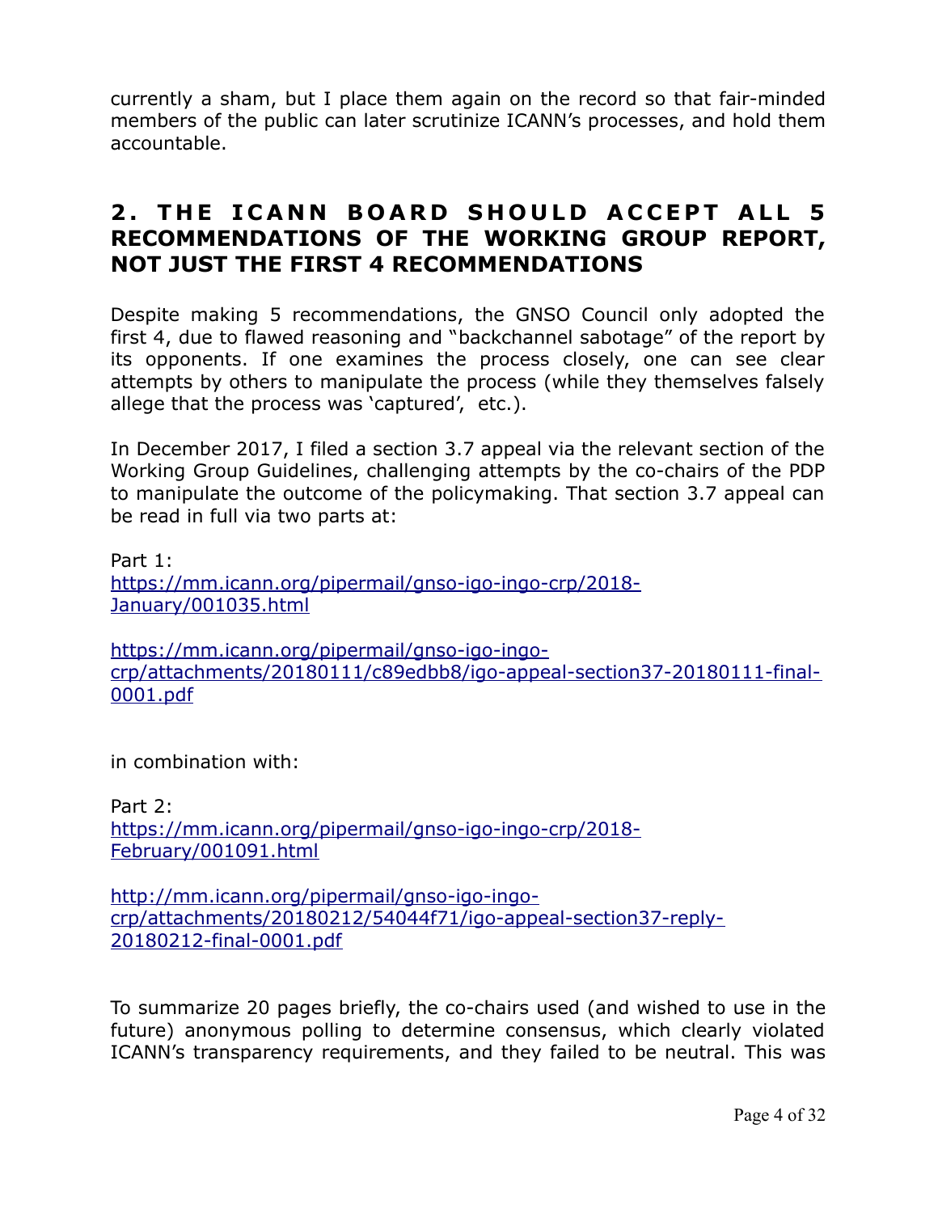currently a sham, but I place them again on the record so that fair-minded members of the public can later scrutinize ICANN's processes, and hold them accountable.

## 2. THE ICANN BOARD SHOULD ACCEPT ALL 5 RECOMMENDATIONS OF THE WORKING GROUP REPORT, NOT JUST THE FIRST 4 RECOMMENDATIONS

Despite making 5 recommendations, the GNSO Council only adopted the first 4, due to flawed reasoning and "backchannel sabotage" of the report by its opponents. If one examines the process closely, one can see clear attempts by others to manipulate the process (while they themselves falsely allege that the process was 'captured', etc.).

In December 2017, I filed a section 3.7 appeal via the relevant section of the Working Group Guidelines, challenging attempts by the co-chairs of the PDP to manipulate the outcome of the policymaking. That section 3.7 appeal can be read in full via two parts at:

Part 1:
https://mm.icann.org/pipermail/gnso-igo-ingo-crp/2018-January/001035.html

https://mm.icann.org/pipermail/gnso-igo-ingo-crp/attachments/20180111/c89edbb8/igo-appeal-section37-20180111-final-0001.pdf

in combination with:

Part 2:
https://mm.icann.org/pipermail/gnso-igo-ingo-crp/2018-February/001091.html

http://mm.icann.org/pipermail/gnso-igo-ingo-crp/attachments/20180212/54044f71/igo-appeal-section37-reply-20180212-final-0001.pdf

To summarize 20 pages briefly, the co-chairs used (and wished to use in the future) anonymous polling to determine consensus, which clearly violated ICANN's transparency requirements, and they failed to be neutral. This was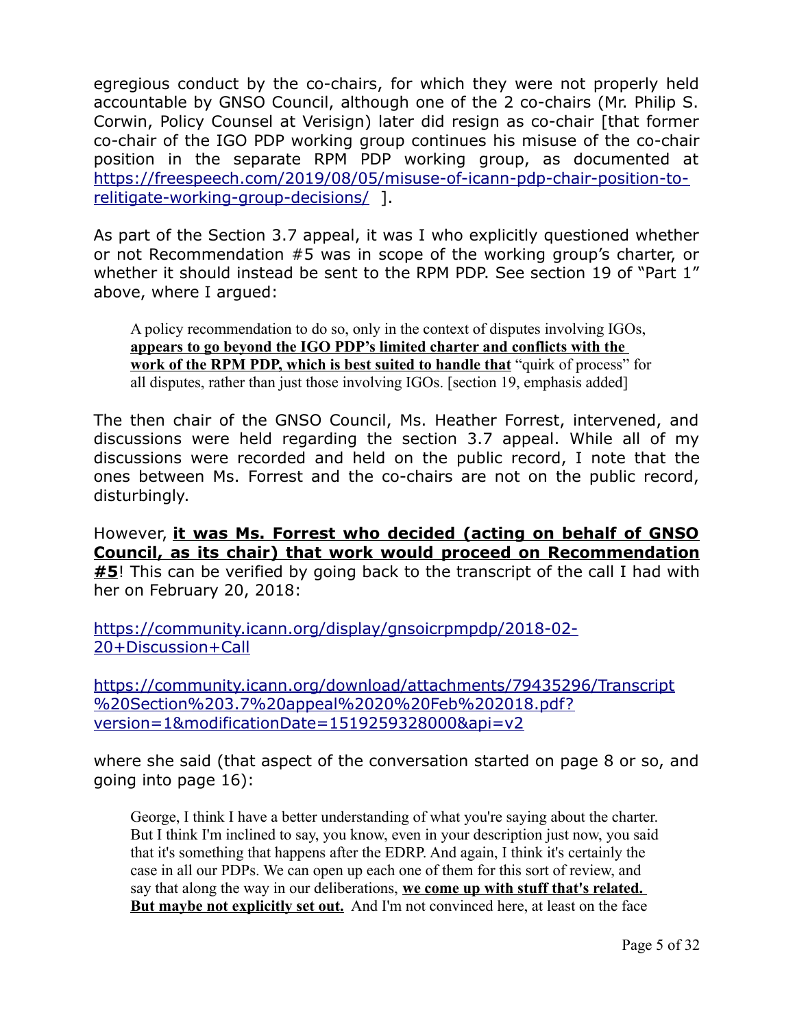egregious conduct by the co-chairs, for which they were not properly held accountable by GNSO Council, although one of the 2 co-chairs (Mr. Philip S. Corwin, Policy Counsel at Verisign) later did resign as co-chair [that former co-chair of the IGO PDP working group continues his misuse of the co-chair position in the separate RPM PDP working group, as documented at https://freespeech.com/2019/08/05/misuse-of-icann-pdp-chair-position-to-relitigate-working-group-decisions/ ].

As part of the Section 3.7 appeal, it was I who explicitly questioned whether or not Recommendation #5 was in scope of the working group's charter, or whether it should instead be sent to the RPM PDP. See section 19 of "Part 1" above, where I argued:

> A policy recommendation to do so, only in the context of disputes involving IGOs, **appears to go beyond the IGO PDP's limited charter and conflicts with the work of the RPM PDP, which is best suited to handle that** "quirk of process" for all disputes, rather than just those involving IGOs. [section 19, emphasis added]

The then chair of the GNSO Council, Ms. Heather Forrest, intervened, and discussions were held regarding the section 3.7 appeal. While all of my discussions were recorded and held on the public record, I note that the ones between Ms. Forrest and the co-chairs are not on the public record, disturbingly.

However, **it was Ms. Forrest who decided (acting on behalf of GNSO Council, as its chair) that work would proceed on Recommendation #5**! This can be verified by going back to the transcript of the call I had with her on February 20, 2018:

https://community.icann.org/display/gnsoicrpmpdp/2018-02-20+Discussion+Call

https://community.icann.org/download/attachments/79435296/Transcript%20Section%203.7%20appeal%2020%20Feb%202018.pdf?version=1&modificationDate=1519259328000&api=v2

where she said (that aspect of the conversation started on page 8 or so, and going into page 16):

> George, I think I have a better understanding of what you're saying about the charter. But I think I'm inclined to say, you know, even in your description just now, you said that it's something that happens after the EDRP. And again, I think it's certainly the case in all our PDPs. We can open up each one of them for this sort of review, and say that along the way in our deliberations, **we come up with stuff that's related. But maybe not explicitly set out.** And I'm not convinced here, at least on the face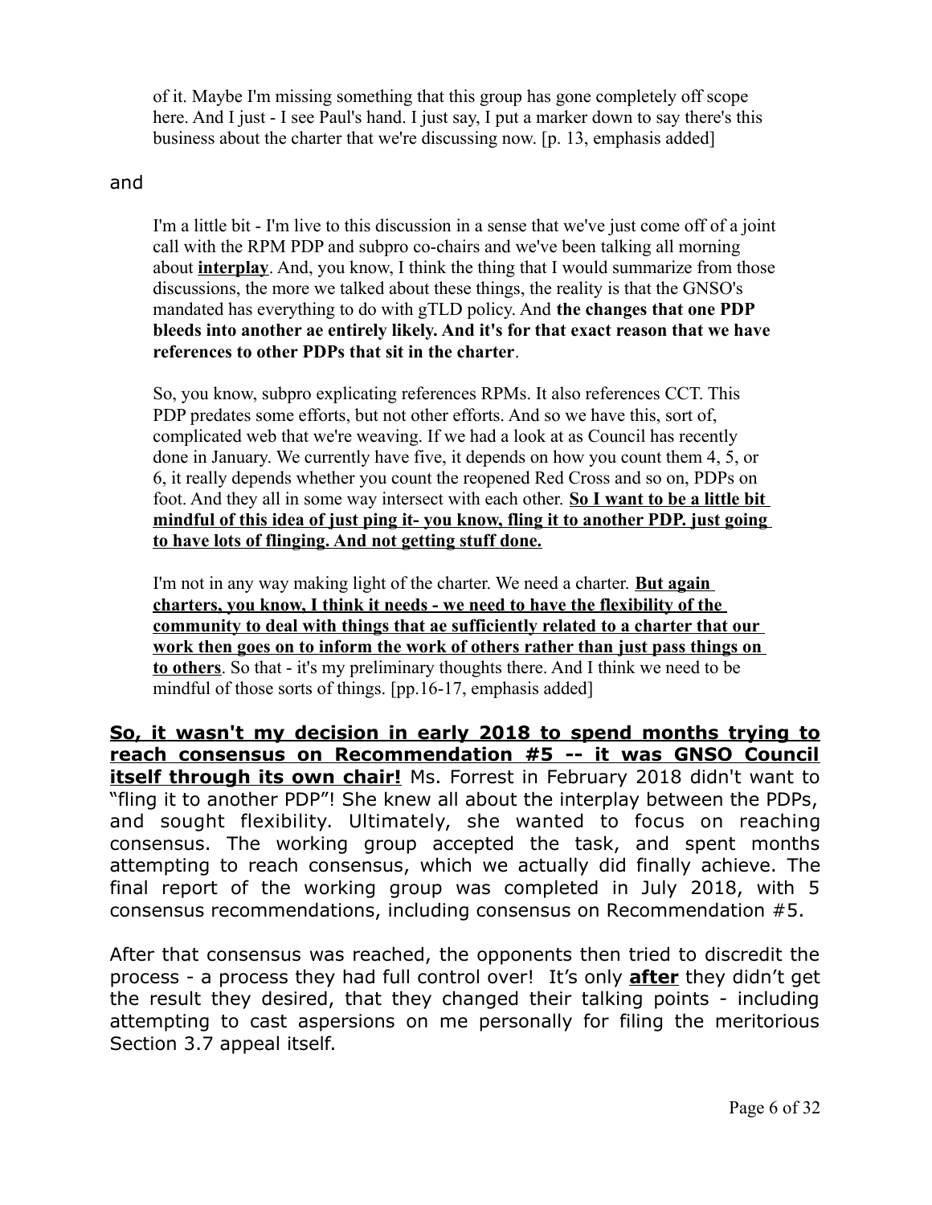> of it. Maybe I'm missing something that this group has gone completely off scope here. And I just - I see Paul's hand. I just say, I put a marker down to say there's this business about the charter that we're discussing now. [p. 13, emphasis added]

and

> I'm a little bit - I'm live to this discussion in a sense that we've just come off of a joint call with the RPM PDP and subpro co-chairs and we've been talking all morning about <u>**interplay**</u>. And, you know, I think the thing that I would summarize from those discussions, the more we talked about these things, the reality is that the GNSO's mandated has everything to do with gTLD policy. And **the changes that one PDP bleeds into another ae entirely likely. And it's for that exact reason that we have references to other PDPs that sit in the charter**.
>
> So, you know, subpro explicating references RPMs. It also references CCT. This PDP predates some efforts, but not other efforts. And so we have this, sort of, complicated web that we're weaving. If we had a look at as Council has recently done in January. We currently have five, it depends on how you count them 4, 5, or 6, it really depends whether you count the reopened Red Cross and so on, PDPs on foot. And they all in some way intersect with each other. <u>**So I want to be a little bit mindful of this idea of just ping it- you know, fling it to another PDP. just going to have lots of flinging. And not getting stuff done.**</u>
>
> I'm not in any way making light of the charter. We need a charter. <u>**But again charters, you know, I think it needs - we need to have the flexibility of the community to deal with things that ae sufficiently related to a charter that our work then goes on to inform the work of others rather than just pass things on to others**</u>. So that - it's my preliminary thoughts there. And I think we need to be mindful of those sorts of things. [pp.16-17, emphasis added]

<u>**So, it wasn't my decision in early 2018 to spend months trying to reach consensus on Recommendation #5 -- it was GNSO Council itself through its own chair!**</u> Ms. Forrest in February 2018 didn't want to "fling it to another PDP"! She knew all about the interplay between the PDPs, and sought flexibility. Ultimately, she wanted to focus on reaching consensus. The working group accepted the task, and spent months attempting to reach consensus, which we actually did finally achieve. The final report of the working group was completed in July 2018, with 5 consensus recommendations, including consensus on Recommendation #5.

After that consensus was reached, the opponents then tried to discredit the process - a process they had full control over! It's only <u>**after**</u> they didn't get the result they desired, that they changed their talking points - including attempting to cast aspersions on me personally for filing the meritorious Section 3.7 appeal itself.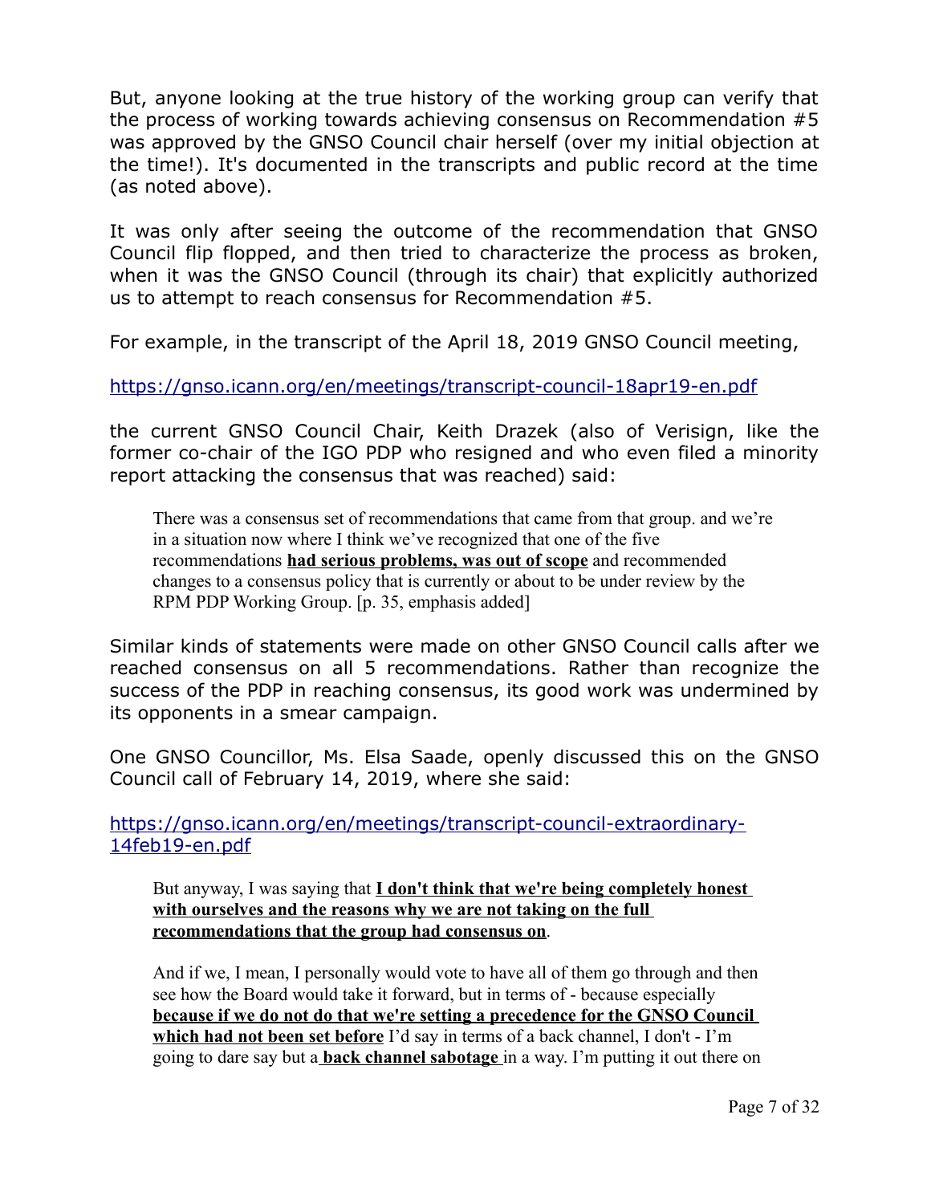But, anyone looking at the true history of the working group can verify that the process of working towards achieving consensus on Recommendation #5 was approved by the GNSO Council chair herself (over my initial objection at the time!). It's documented in the transcripts and public record at the time (as noted above).

It was only after seeing the outcome of the recommendation that GNSO Council flip flopped, and then tried to characterize the process as broken, when it was the GNSO Council (through its chair) that explicitly authorized us to attempt to reach consensus for Recommendation #5.

For example, in the transcript of the April 18, 2019 GNSO Council meeting,

https://gnso.icann.org/en/meetings/transcript-council-18apr19-en.pdf

the current GNSO Council Chair, Keith Drazek (also of Verisign, like the former co-chair of the IGO PDP who resigned and who even filed a minority report attacking the consensus that was reached) said:

> There was a consensus set of recommendations that came from that group. and we're in a situation now where I think we've recognized that one of the five recommendations **<u>had serious problems, was out of scope</u>** and recommended changes to a consensus policy that is currently or about to be under review by the RPM PDP Working Group. [p. 35, emphasis added]

Similar kinds of statements were made on other GNSO Council calls after we reached consensus on all 5 recommendations. Rather than recognize the success of the PDP in reaching consensus, its good work was undermined by its opponents in a smear campaign.

One GNSO Councillor, Ms. Elsa Saade, openly discussed this on the GNSO Council call of February 14, 2019, where she said:

https://gnso.icann.org/en/meetings/transcript-council-extraordinary-14feb19-en.pdf

> But anyway, I was saying that **<u>I don't think that we're being completely honest with ourselves and the reasons why we are not taking on the full recommendations that the group had consensus on</u>**.
>
> And if we, I mean, I personally would vote to have all of them go through and then see how the Board would take it forward, but in terms of - because especially **<u>because if we do not do that we're setting a precedence for the GNSO Council which had not been set before</u>** I'd say in terms of a back channel, I don't - I'm going to dare say but a **<u>back channel sabotage</u>** in a way. I'm putting it out there on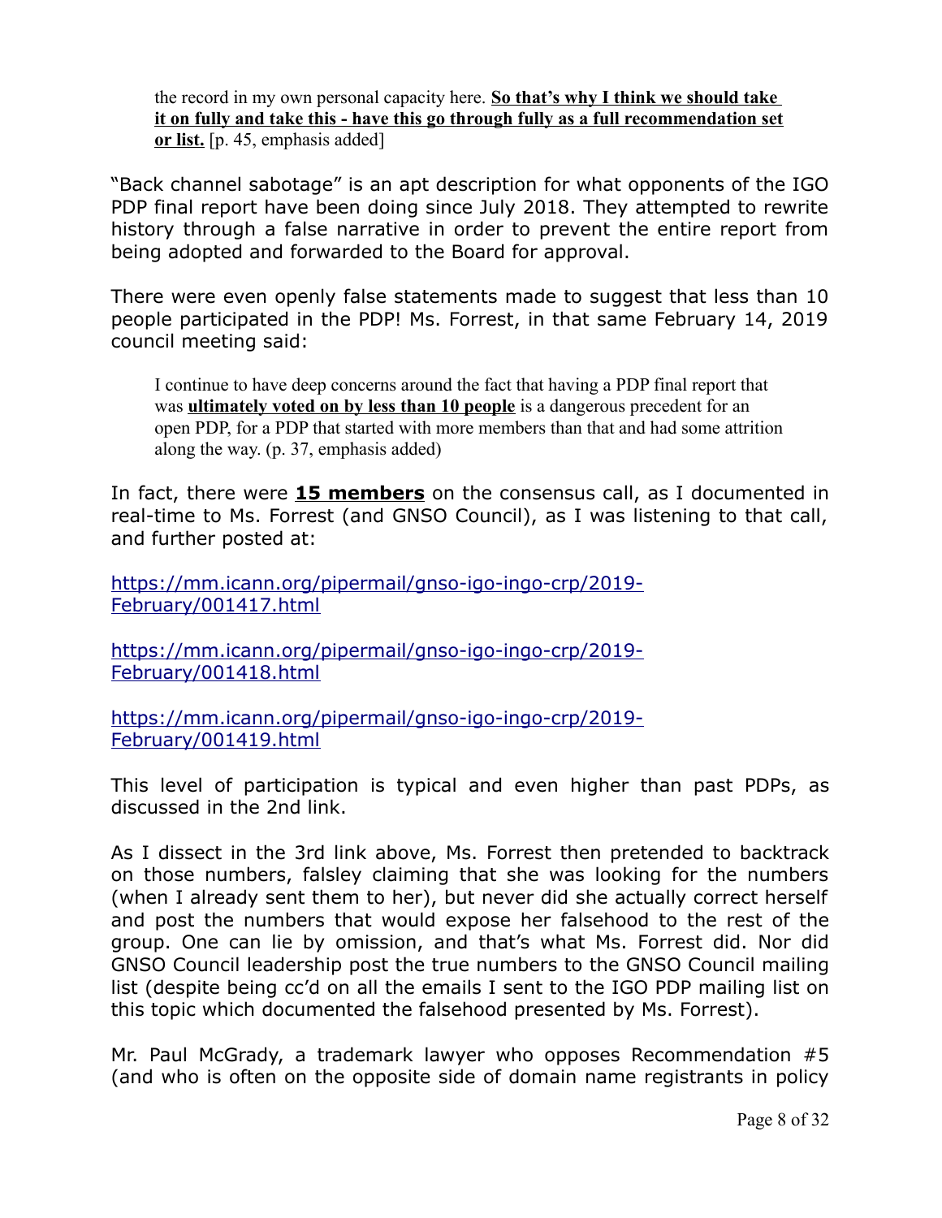> the record in my own personal capacity here. **<u>So that's why I think we should take it on fully and take this - have this go through fully as a full recommendation set or list.</u>** [p. 45, emphasis added]

"Back channel sabotage" is an apt description for what opponents of the IGO PDP final report have been doing since July 2018. They attempted to rewrite history through a false narrative in order to prevent the entire report from being adopted and forwarded to the Board for approval.

There were even openly false statements made to suggest that less than 10 people participated in the PDP! Ms. Forrest, in that same February 14, 2019 council meeting said:

> I continue to have deep concerns around the fact that having a PDP final report that was **<u>ultimately voted on by less than 10 people</u>** is a dangerous precedent for an open PDP, for a PDP that started with more members than that and had some attrition along the way. (p. 37, emphasis added)

In fact, there were **<u>15 members</u>** on the consensus call, as I documented in real-time to Ms. Forrest (and GNSO Council), as I was listening to that call, and further posted at:

https://mm.icann.org/pipermail/gnso-igo-ingo-crp/2019-February/001417.html

https://mm.icann.org/pipermail/gnso-igo-ingo-crp/2019-February/001418.html

https://mm.icann.org/pipermail/gnso-igo-ingo-crp/2019-February/001419.html

This level of participation is typical and even higher than past PDPs, as discussed in the 2nd link.

As I dissect in the 3rd link above, Ms. Forrest then pretended to backtrack on those numbers, falsley claiming that she was looking for the numbers (when I already sent them to her), but never did she actually correct herself and post the numbers that would expose her falsehood to the rest of the group. One can lie by omission, and that's what Ms. Forrest did. Nor did GNSO Council leadership post the true numbers to the GNSO Council mailing list (despite being cc'd on all the emails I sent to the IGO PDP mailing list on this topic which documented the falsehood presented by Ms. Forrest).

Mr. Paul McGrady, a trademark lawyer who opposes Recommendation #5 (and who is often on the opposite side of domain name registrants in policy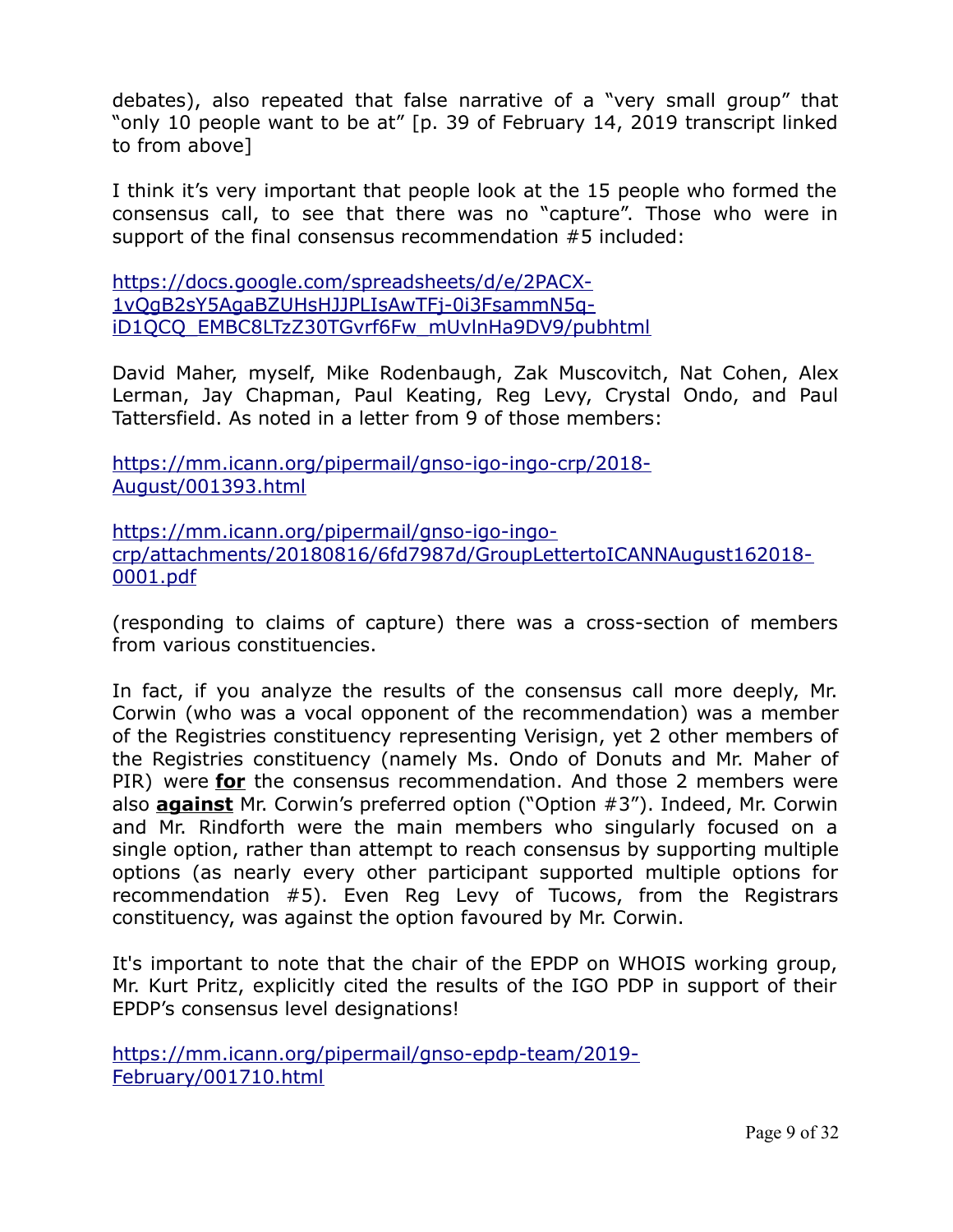debates), also repeated that false narrative of a "very small group" that "only 10 people want to be at" [p. 39 of February 14, 2019 transcript linked to from above]

I think it's very important that people look at the 15 people who formed the consensus call, to see that there was no "capture". Those who were in support of the final consensus recommendation #5 included:

[https://docs.google.com/spreadsheets/d/e/2PACX-1vQgB2sY5AgaBZUHsHJJPLIsAwTFj-0i3FsammN5q-iD1QCQ_EMBC8LTzZ30TGvrf6Fw_mUvlnHa9DV9/pubhtml](https://docs.google.com/spreadsheets/d/e/2PACX-1vQgB2sY5AgaBZUHsHJJPLIsAwTFj-0i3FsammN5q-iD1QCQ_EMBC8LTzZ30TGvrf6Fw_mUvlnHa9DV9/pubhtml)

David Maher, myself, Mike Rodenbaugh, Zak Muscovitch, Nat Cohen, Alex Lerman, Jay Chapman, Paul Keating, Reg Levy, Crystal Ondo, and Paul Tattersfield. As noted in a letter from 9 of those members:

[https://mm.icann.org/pipermail/gnso-igo-ingo-crp/2018-August/001393.html](https://mm.icann.org/pipermail/gnso-igo-ingo-crp/2018-August/001393.html)

[https://mm.icann.org/pipermail/gnso-igo-ingo-crp/attachments/20180816/6fd7987d/GroupLettertoICANNAugust162018-0001.pdf](https://mm.icann.org/pipermail/gnso-igo-ingo-crp/attachments/20180816/6fd7987d/GroupLettertoICANNAugust162018-0001.pdf)

(responding to claims of capture) there was a cross-section of members from various constituencies.

In fact, if you analyze the results of the consensus call more deeply, Mr. Corwin (who was a vocal opponent of the recommendation) was a member of the Registries constituency representing Verisign, yet 2 other members of the Registries constituency (namely Ms. Ondo of Donuts and Mr. Maher of PIR) were **for** the consensus recommendation. And those 2 members were also **against** Mr. Corwin's preferred option ("Option #3"). Indeed, Mr. Corwin and Mr. Rindforth were the main members who singularly focused on a single option, rather than attempt to reach consensus by supporting multiple options (as nearly every other participant supported multiple options for recommendation #5). Even Reg Levy of Tucows, from the Registrars constituency, was against the option favoured by Mr. Corwin.

It's important to note that the chair of the EPDP on WHOIS working group, Mr. Kurt Pritz, explicitly cited the results of the IGO PDP in support of their EPDP's consensus level designations!

[https://mm.icann.org/pipermail/gnso-epdp-team/2019-February/001710.html](https://mm.icann.org/pipermail/gnso-epdp-team/2019-February/001710.html)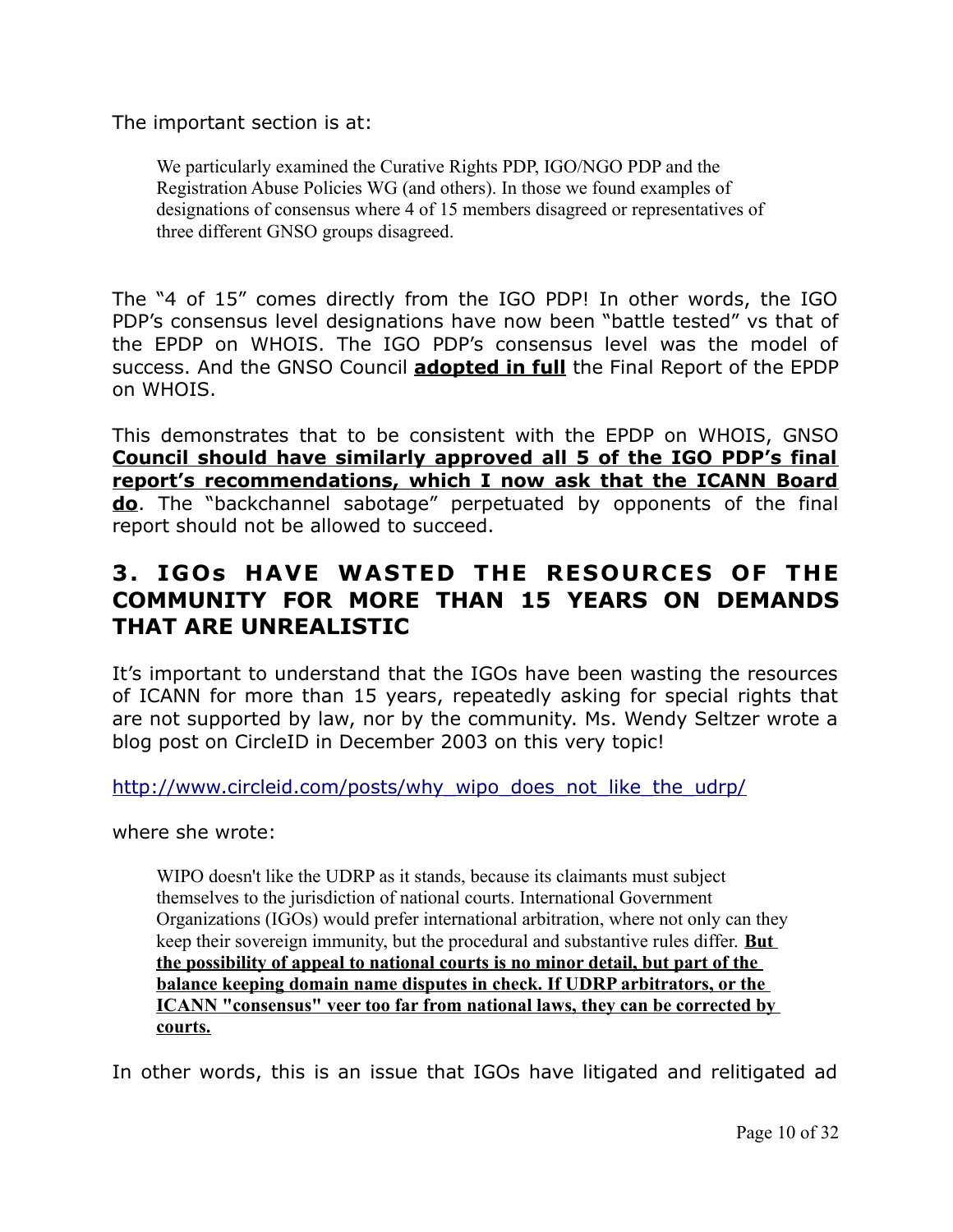The important section is at:

> We particularly examined the Curative Rights PDP, IGO/NGO PDP and the Registration Abuse Policies WG (and others). In those we found examples of designations of consensus where 4 of 15 members disagreed or representatives of three different GNSO groups disagreed.

The "4 of 15" comes directly from the IGO PDP! In other words, the IGO PDP's consensus level designations have now been "battle tested" vs that of the EPDP on WHOIS. The IGO PDP's consensus level was the model of success. And the GNSO Council **adopted in full** the Final Report of the EPDP on WHOIS.

This demonstrates that to be consistent with the EPDP on WHOIS, GNSO **Council should have similarly approved all 5 of the IGO PDP's final report's recommendations, which I now ask that the ICANN Board do**. The "backchannel sabotage" perpetuated by opponents of the final report should not be allowed to succeed.

## 3. IGOs HAVE WASTED THE RESOURCES OF THE COMMUNITY FOR MORE THAN 15 YEARS ON DEMANDS THAT ARE UNREALISTIC

It's important to understand that the IGOs have been wasting the resources of ICANN for more than 15 years, repeatedly asking for special rights that are not supported by law, nor by the community. Ms. Wendy Seltzer wrote a blog post on CircleID in December 2003 on this very topic!

http://www.circleid.com/posts/why_wipo_does_not_like_the_udrp/

where she wrote:

> WIPO doesn't like the UDRP as it stands, because its claimants must subject themselves to the jurisdiction of national courts. International Government Organizations (IGOs) would prefer international arbitration, where not only can they keep their sovereign immunity, but the procedural and substantive rules differ. **But the possibility of appeal to national courts is no minor detail, but part of the balance keeping domain name disputes in check. If UDRP arbitrators, or the ICANN "consensus" veer too far from national laws, they can be corrected by courts.**

In other words, this is an issue that IGOs have litigated and relitigated ad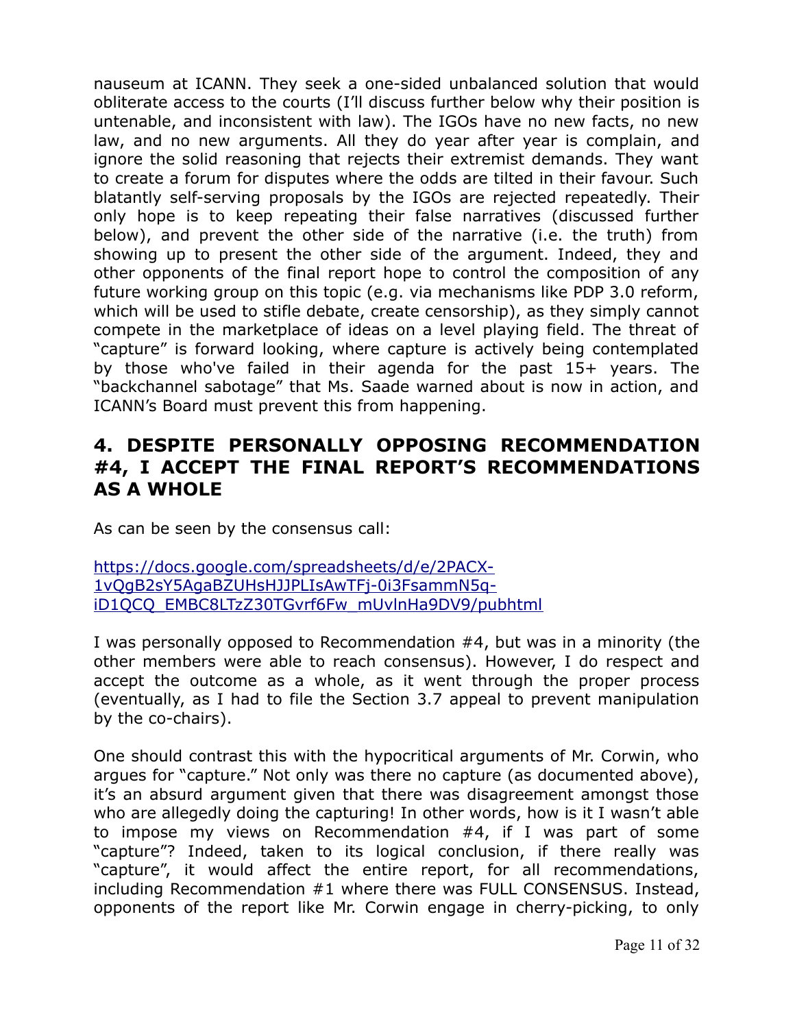nauseum at ICANN. They seek a one-sided unbalanced solution that would obliterate access to the courts (I'll discuss further below why their position is untenable, and inconsistent with law). The IGOs have no new facts, no new law, and no new arguments. All they do year after year is complain, and ignore the solid reasoning that rejects their extremist demands. They want to create a forum for disputes where the odds are tilted in their favour. Such blatantly self-serving proposals by the IGOs are rejected repeatedly. Their only hope is to keep repeating their false narratives (discussed further below), and prevent the other side of the narrative (i.e. the truth) from showing up to present the other side of the argument. Indeed, they and other opponents of the final report hope to control the composition of any future working group on this topic (e.g. via mechanisms like PDP 3.0 reform, which will be used to stifle debate, create censorship), as they simply cannot compete in the marketplace of ideas on a level playing field. The threat of "capture" is forward looking, where capture is actively being contemplated by those who've failed in their agenda for the past 15+ years. The "backchannel sabotage" that Ms. Saade warned about is now in action, and ICANN's Board must prevent this from happening.

## 4. DESPITE PERSONALLY OPPOSING RECOMMENDATION #4, I ACCEPT THE FINAL REPORT'S RECOMMENDATIONS AS A WHOLE

As can be seen by the consensus call:

[https://docs.google.com/spreadsheets/d/e/2PACX-1vQgB2sY5AgaBZUHsHJJPLIsAwTFj-0i3FsammN5q-iD1QCQ_EMBC8LTzZ30TGvrf6Fw_mUvlnHa9DV9/pubhtml](https://docs.google.com/spreadsheets/d/e/2PACX-1vQgB2sY5AgaBZUHsHJJPLIsAwTFj-0i3FsammN5q-iD1QCQ_EMBC8LTzZ30TGvrf6Fw_mUvlnHa9DV9/pubhtml)

I was personally opposed to Recommendation #4, but was in a minority (the other members were able to reach consensus). However, I do respect and accept the outcome as a whole, as it went through the proper process (eventually, as I had to file the Section 3.7 appeal to prevent manipulation by the co-chairs).

One should contrast this with the hypocritical arguments of Mr. Corwin, who argues for "capture." Not only was there no capture (as documented above), it's an absurd argument given that there was disagreement amongst those who are allegedly doing the capturing! In other words, how is it I wasn't able to impose my views on Recommendation #4, if I was part of some "capture"? Indeed, taken to its logical conclusion, if there really was "capture", it would affect the entire report, for all recommendations, including Recommendation #1 where there was FULL CONSENSUS. Instead, opponents of the report like Mr. Corwin engage in cherry-picking, to only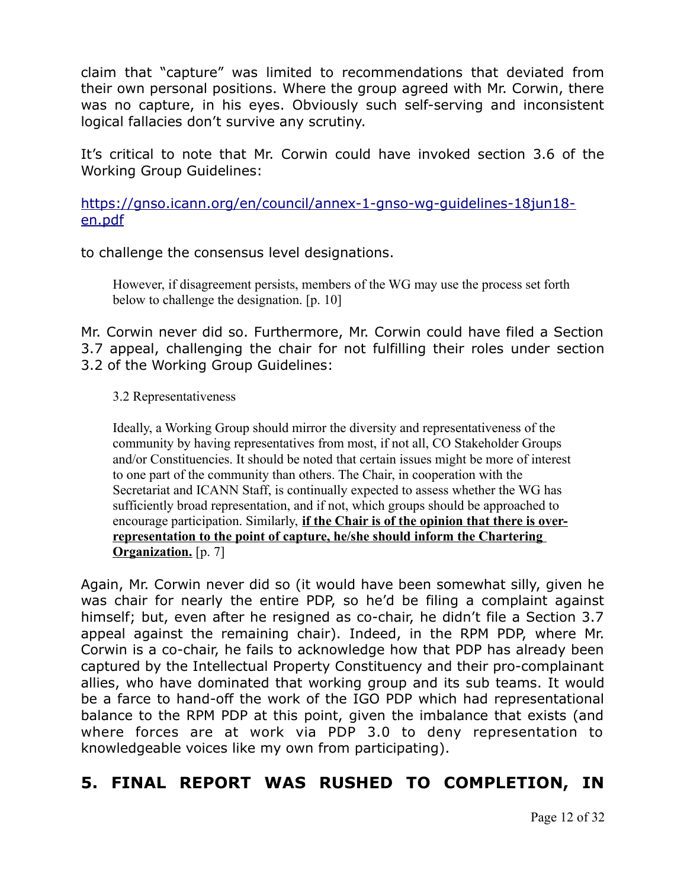claim that "capture" was limited to recommendations that deviated from their own personal positions. Where the group agreed with Mr. Corwin, there was no capture, in his eyes. Obviously such self-serving and inconsistent logical fallacies don't survive any scrutiny.

It's critical to note that Mr. Corwin could have invoked section 3.6 of the Working Group Guidelines:

[https://gnso.icann.org/en/council/annex-1-gnso-wg-guidelines-18jun18-en.pdf](https://gnso.icann.org/en/council/annex-1-gnso-wg-guidelines-18jun18-en.pdf)

to challenge the consensus level designations.

> However, if disagreement persists, members of the WG may use the process set forth below to challenge the designation. [p. 10]

Mr. Corwin never did so. Furthermore, Mr. Corwin could have filed a Section 3.7 appeal, challenging the chair for not fulfilling their roles under section 3.2 of the Working Group Guidelines:

> 3.2 Representativeness
>
> Ideally, a Working Group should mirror the diversity and representativeness of the community by having representatives from most, if not all, CO Stakeholder Groups and/or Constituencies. It should be noted that certain issues might be more of interest to one part of the community than others. The Chair, in cooperation with the Secretariat and ICANN Staff, is continually expected to assess whether the WG has sufficiently broad representation, and if not, which groups should be approached to encourage participation. Similarly, **if the Chair is of the opinion that there is over-representation to the point of capture, he/she should inform the Chartering Organization.** [p. 7]

Again, Mr. Corwin never did so (it would have been somewhat silly, given he was chair for nearly the entire PDP, so he'd be filing a complaint against himself; but, even after he resigned as co-chair, he didn't file a Section 3.7 appeal against the remaining chair). Indeed, in the RPM PDP, where Mr. Corwin is a co-chair, he fails to acknowledge how that PDP has already been captured by the Intellectual Property Constituency and their pro-complainant allies, who have dominated that working group and its sub teams. It would be a farce to hand-off the work of the IGO PDP which had representational balance to the RPM PDP at this point, given the imbalance that exists (and where forces are at work via PDP 3.0 to deny representation to knowledgeable voices like my own from participating).

## 5. FINAL REPORT WAS RUSHED TO COMPLETION, IN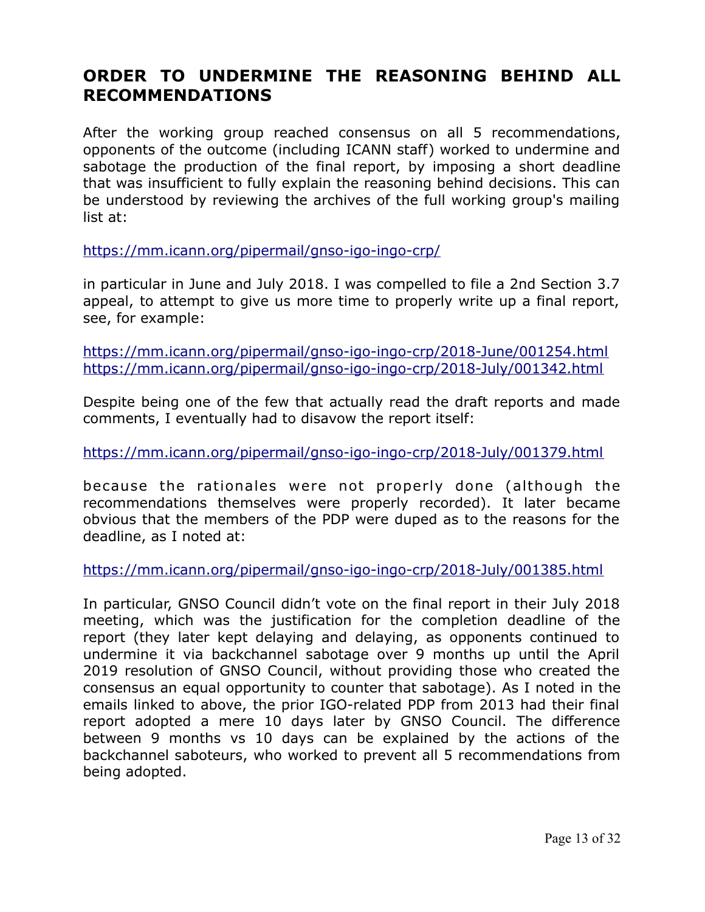## ORDER TO UNDERMINE THE REASONING BEHIND ALL RECOMMENDATIONS

After the working group reached consensus on all 5 recommendations, opponents of the outcome (including ICANN staff) worked to undermine and sabotage the production of the final report, by imposing a short deadline that was insufficient to fully explain the reasoning behind decisions. This can be understood by reviewing the archives of the full working group's mailing list at:

https://mm.icann.org/pipermail/gnso-igo-ingo-crp/

in particular in June and July 2018. I was compelled to file a 2nd Section 3.7 appeal, to attempt to give us more time to properly write up a final report, see, for example:

https://mm.icann.org/pipermail/gnso-igo-ingo-crp/2018-June/001254.html
https://mm.icann.org/pipermail/gnso-igo-ingo-crp/2018-July/001342.html

Despite being one of the few that actually read the draft reports and made comments, I eventually had to disavow the report itself:

https://mm.icann.org/pipermail/gnso-igo-ingo-crp/2018-July/001379.html

because the rationales were not properly done (although the recommendations themselves were properly recorded). It later became obvious that the members of the PDP were duped as to the reasons for the deadline, as I noted at:

https://mm.icann.org/pipermail/gnso-igo-ingo-crp/2018-July/001385.html

In particular, GNSO Council didn't vote on the final report in their July 2018 meeting, which was the justification for the completion deadline of the report (they later kept delaying and delaying, as opponents continued to undermine it via backchannel sabotage over 9 months up until the April 2019 resolution of GNSO Council, without providing those who created the consensus an equal opportunity to counter that sabotage). As I noted in the emails linked to above, the prior IGO-related PDP from 2013 had their final report adopted a mere 10 days later by GNSO Council. The difference between 9 months vs 10 days can be explained by the actions of the backchannel saboteurs, who worked to prevent all 5 recommendations from being adopted.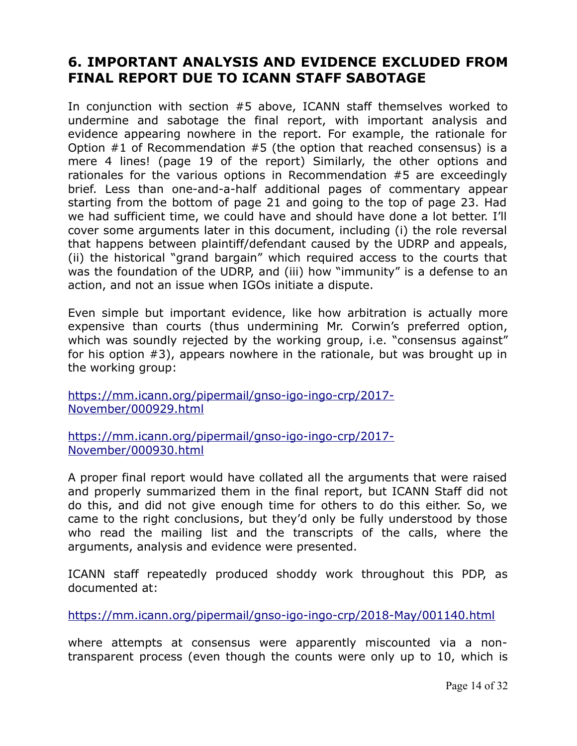## 6. IMPORTANT ANALYSIS AND EVIDENCE EXCLUDED FROM FINAL REPORT DUE TO ICANN STAFF SABOTAGE

In conjunction with section #5 above, ICANN staff themselves worked to undermine and sabotage the final report, with important analysis and evidence appearing nowhere in the report. For example, the rationale for Option #1 of Recommendation #5 (the option that reached consensus) is a mere 4 lines! (page 19 of the report) Similarly, the other options and rationales for the various options in Recommendation #5 are exceedingly brief. Less than one-and-a-half additional pages of commentary appear starting from the bottom of page 21 and going to the top of page 23. Had we had sufficient time, we could have and should have done a lot better. I'll cover some arguments later in this document, including (i) the role reversal that happens between plaintiff/defendant caused by the UDRP and appeals, (ii) the historical "grand bargain" which required access to the courts that was the foundation of the UDRP, and (iii) how "immunity" is a defense to an action, and not an issue when IGOs initiate a dispute.

Even simple but important evidence, like how arbitration is actually more expensive than courts (thus undermining Mr. Corwin's preferred option, which was soundly rejected by the working group, i.e. "consensus against" for his option #3), appears nowhere in the rationale, but was brought up in the working group:

https://mm.icann.org/pipermail/gnso-igo-ingo-crp/2017-November/000929.html

https://mm.icann.org/pipermail/gnso-igo-ingo-crp/2017-November/000930.html

A proper final report would have collated all the arguments that were raised and properly summarized them in the final report, but ICANN Staff did not do this, and did not give enough time for others to do this either. So, we came to the right conclusions, but they'd only be fully understood by those who read the mailing list and the transcripts of the calls, where the arguments, analysis and evidence were presented.

ICANN staff repeatedly produced shoddy work throughout this PDP, as documented at:

https://mm.icann.org/pipermail/gnso-igo-ingo-crp/2018-May/001140.html

where attempts at consensus were apparently miscounted via a non-transparent process (even though the counts were only up to 10, which is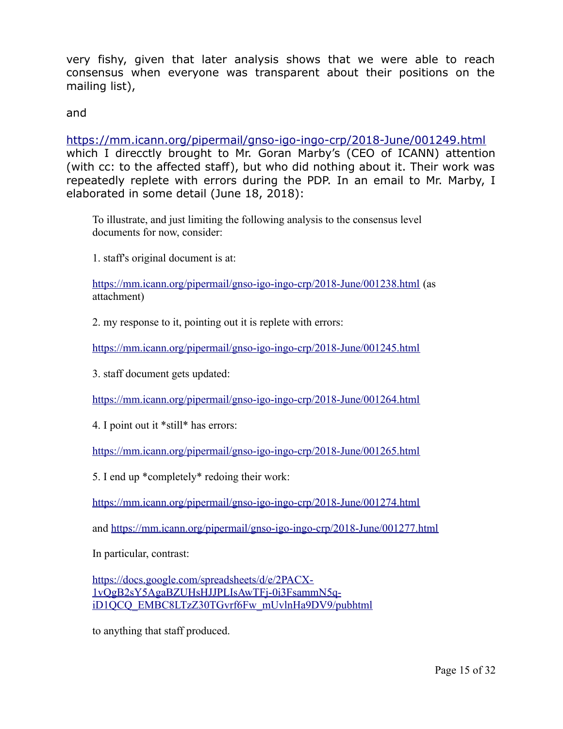very fishy, given that later analysis shows that we were able to reach consensus when everyone was transparent about their positions on the mailing list),

and

https://mm.icann.org/pipermail/gnso-igo-ingo-crp/2018-June/001249.html which I direcctly brought to Mr. Goran Marby's (CEO of ICANN) attention (with cc: to the affected staff), but who did nothing about it. Their work was repeatedly replete with errors during the PDP. In an email to Mr. Marby, I elaborated in some detail (June 18, 2018):

> To illustrate, and just limiting the following analysis to the consensus level documents for now, consider:
>
> 1. staff's original document is at:
>
> https://mm.icann.org/pipermail/gnso-igo-ingo-crp/2018-June/001238.html (as attachment)
>
> 2. my response to it, pointing out it is replete with errors:
>
> https://mm.icann.org/pipermail/gnso-igo-ingo-crp/2018-June/001245.html
>
> 3. staff document gets updated:
>
> https://mm.icann.org/pipermail/gnso-igo-ingo-crp/2018-June/001264.html
>
> 4. I point out it *still* has errors:
>
> https://mm.icann.org/pipermail/gnso-igo-ingo-crp/2018-June/001265.html
>
> 5. I end up *completely* redoing their work:
>
> https://mm.icann.org/pipermail/gnso-igo-ingo-crp/2018-June/001274.html
>
> and https://mm.icann.org/pipermail/gnso-igo-ingo-crp/2018-June/001277.html
>
> In particular, contrast:
>
> https://docs.google.com/spreadsheets/d/e/2PACX-1vQgB2sY5AgaBZUHsHJJPLIsAwTFj-0i3FsammN5q-iD1QCQ_EMBC8LTzZ30TGvrf6Fw_mUvlnHa9DV9/pubhtml
>
> to anything that staff produced.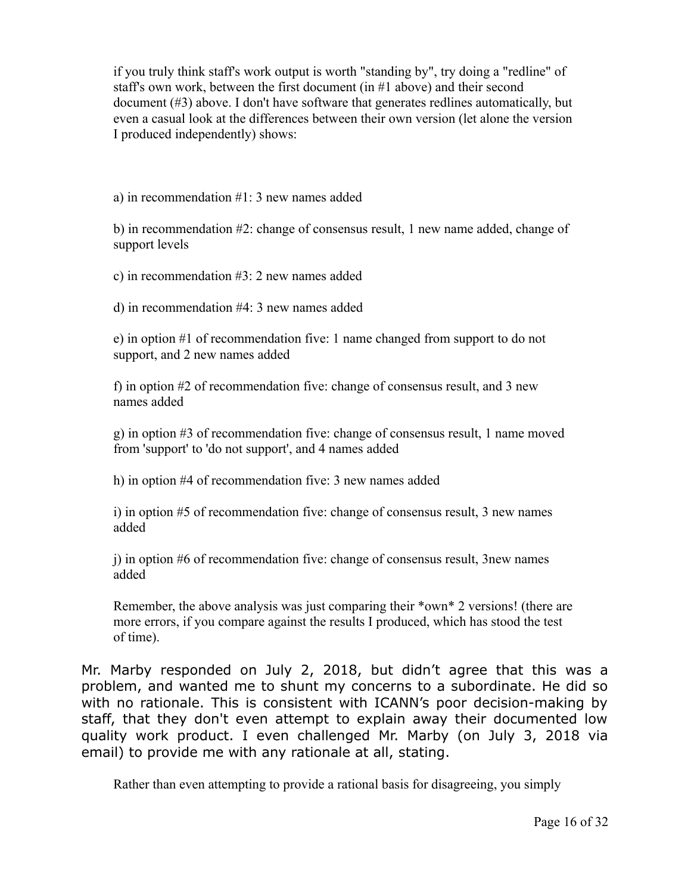> if you truly think staff's work output is worth "standing by", try doing a "redline" of staff's own work, between the first document (in #1 above) and their second document (#3) above. I don't have software that generates redlines automatically, but even a casual look at the differences between their own version (let alone the version I produced independently) shows:
>
> a) in recommendation #1: 3 new names added
>
> b) in recommendation #2: change of consensus result, 1 new name added, change of support levels
>
> c) in recommendation #3: 2 new names added
>
> d) in recommendation #4: 3 new names added
>
> e) in option #1 of recommendation five: 1 name changed from support to do not support, and 2 new names added
>
> f) in option #2 of recommendation five: change of consensus result, and 3 new names added
>
> g) in option #3 of recommendation five: change of consensus result, 1 name moved from 'support' to 'do not support', and 4 names added
>
> h) in option #4 of recommendation five: 3 new names added
>
> i) in option #5 of recommendation five: change of consensus result, 3 new names added
>
> j) in option #6 of recommendation five: change of consensus result, 3new names added
>
> Remember, the above analysis was just comparing their *own* 2 versions! (there are more errors, if you compare against the results I produced, which has stood the test of time).

Mr. Marby responded on July 2, 2018, but didn't agree that this was a problem, and wanted me to shunt my concerns to a subordinate. He did so with no rationale. This is consistent with ICANN's poor decision-making by staff, that they don't even attempt to explain away their documented low quality work product. I even challenged Mr. Marby (on July 3, 2018 via email) to provide me with any rationale at all, stating.

> Rather than even attempting to provide a rational basis for disagreeing, you simply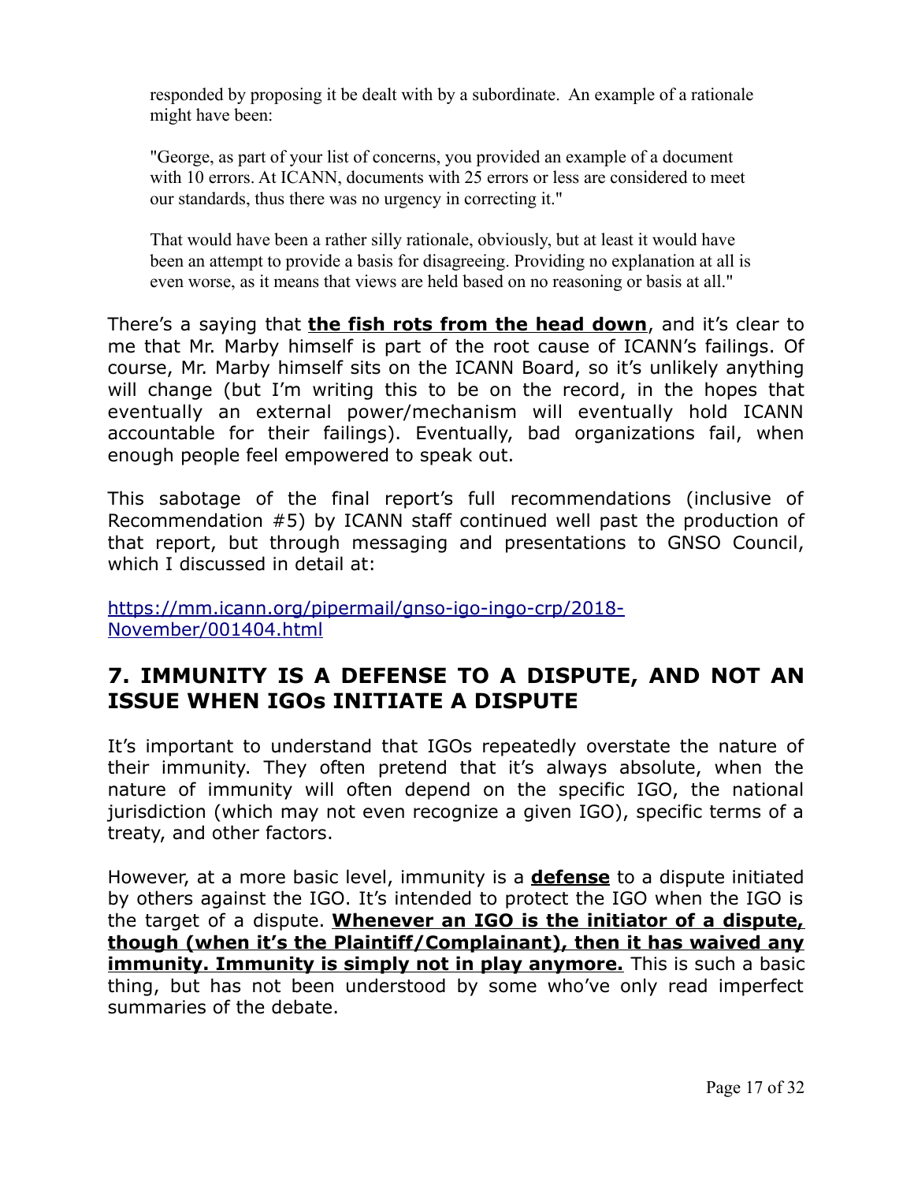> responded by proposing it be dealt with by a subordinate. An example of a rationale might have been:
>
> "George, as part of your list of concerns, you provided an example of a document with 10 errors. At ICANN, documents with 25 errors or less are considered to meet our standards, thus there was no urgency in correcting it."
>
> That would have been a rather silly rationale, obviously, but at least it would have been an attempt to provide a basis for disagreeing. Providing no explanation at all is even worse, as it means that views are held based on no reasoning or basis at all."

There's a saying that **<u>the fish rots from the head down</u>**, and it's clear to me that Mr. Marby himself is part of the root cause of ICANN's failings. Of course, Mr. Marby himself sits on the ICANN Board, so it's unlikely anything will change (but I'm writing this to be on the record, in the hopes that eventually an external power/mechanism will eventually hold ICANN accountable for their failings). Eventually, bad organizations fail, when enough people feel empowered to speak out.

This sabotage of the final report's full recommendations (inclusive of Recommendation #5) by ICANN staff continued well past the production of that report, but through messaging and presentations to GNSO Council, which I discussed in detail at:

https://mm.icann.org/pipermail/gnso-igo-ingo-crp/2018-November/001404.html

## 7. IMMUNITY IS A DEFENSE TO A DISPUTE, AND NOT AN ISSUE WHEN IGOs INITIATE A DISPUTE

It's important to understand that IGOs repeatedly overstate the nature of their immunity. They often pretend that it's always absolute, when the nature of immunity will often depend on the specific IGO, the national jurisdiction (which may not even recognize a given IGO), specific terms of a treaty, and other factors.

However, at a more basic level, immunity is a **<u>defense</u>** to a dispute initiated by others against the IGO. It's intended to protect the IGO when the IGO is the target of a dispute. **<u>Whenever an IGO is the initiator of a dispute, though (when it's the Plaintiff/Complainant), then it has waived any immunity. Immunity is simply not in play anymore.</u>** This is such a basic thing, but has not been understood by some who've only read imperfect summaries of the debate.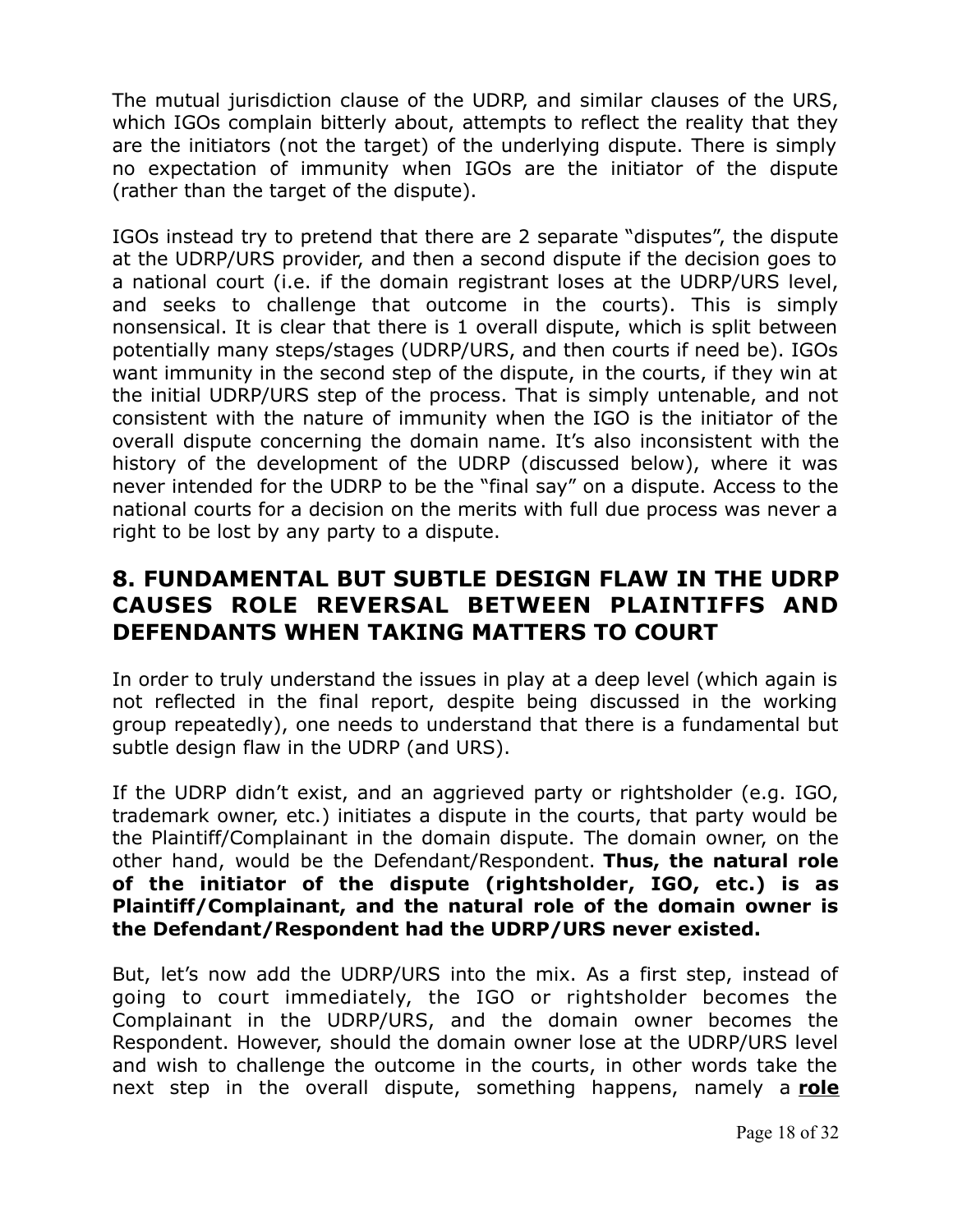The mutual jurisdiction clause of the UDRP, and similar clauses of the URS, which IGOs complain bitterly about, attempts to reflect the reality that they are the initiators (not the target) of the underlying dispute. There is simply no expectation of immunity when IGOs are the initiator of the dispute (rather than the target of the dispute).

IGOs instead try to pretend that there are 2 separate “disputes”, the dispute at the UDRP/URS provider, and then a second dispute if the decision goes to a national court (i.e. if the domain registrant loses at the UDRP/URS level, and seeks to challenge that outcome in the courts). This is simply nonsensical. It is clear that there is 1 overall dispute, which is split between potentially many steps/stages (UDRP/URS, and then courts if need be). IGOs want immunity in the second step of the dispute, in the courts, if they win at the initial UDRP/URS step of the process. That is simply untenable, and not consistent with the nature of immunity when the IGO is the initiator of the overall dispute concerning the domain name. It’s also inconsistent with the history of the development of the UDRP (discussed below), where it was never intended for the UDRP to be the “final say” on a dispute. Access to the national courts for a decision on the merits with full due process was never a right to be lost by any party to a dispute.

## 8. FUNDAMENTAL BUT SUBTLE DESIGN FLAW IN THE UDRP CAUSES ROLE REVERSAL BETWEEN PLAINTIFFS AND DEFENDANTS WHEN TAKING MATTERS TO COURT

In order to truly understand the issues in play at a deep level (which again is not reflected in the final report, despite being discussed in the working group repeatedly), one needs to understand that there is a fundamental but subtle design flaw in the UDRP (and URS).

If the UDRP didn’t exist, and an aggrieved party or rightsholder (e.g. IGO, trademark owner, etc.) initiates a dispute in the courts, that party would be the Plaintiff/Complainant in the domain dispute. The domain owner, on the other hand, would be the Defendant/Respondent. **Thus, the natural role of the initiator of the dispute (rightsholder, IGO, etc.) is as Plaintiff/Complainant, and the natural role of the domain owner is the Defendant/Respondent had the UDRP/URS never existed.**

But, let’s now add the UDRP/URS into the mix. As a first step, instead of going to court immediately, the IGO or rightsholder becomes the Complainant in the UDRP/URS, and the domain owner becomes the Respondent. However, should the domain owner lose at the UDRP/URS level and wish to challenge the outcome in the courts, in other words take the next step in the overall dispute, something happens, namely a **role**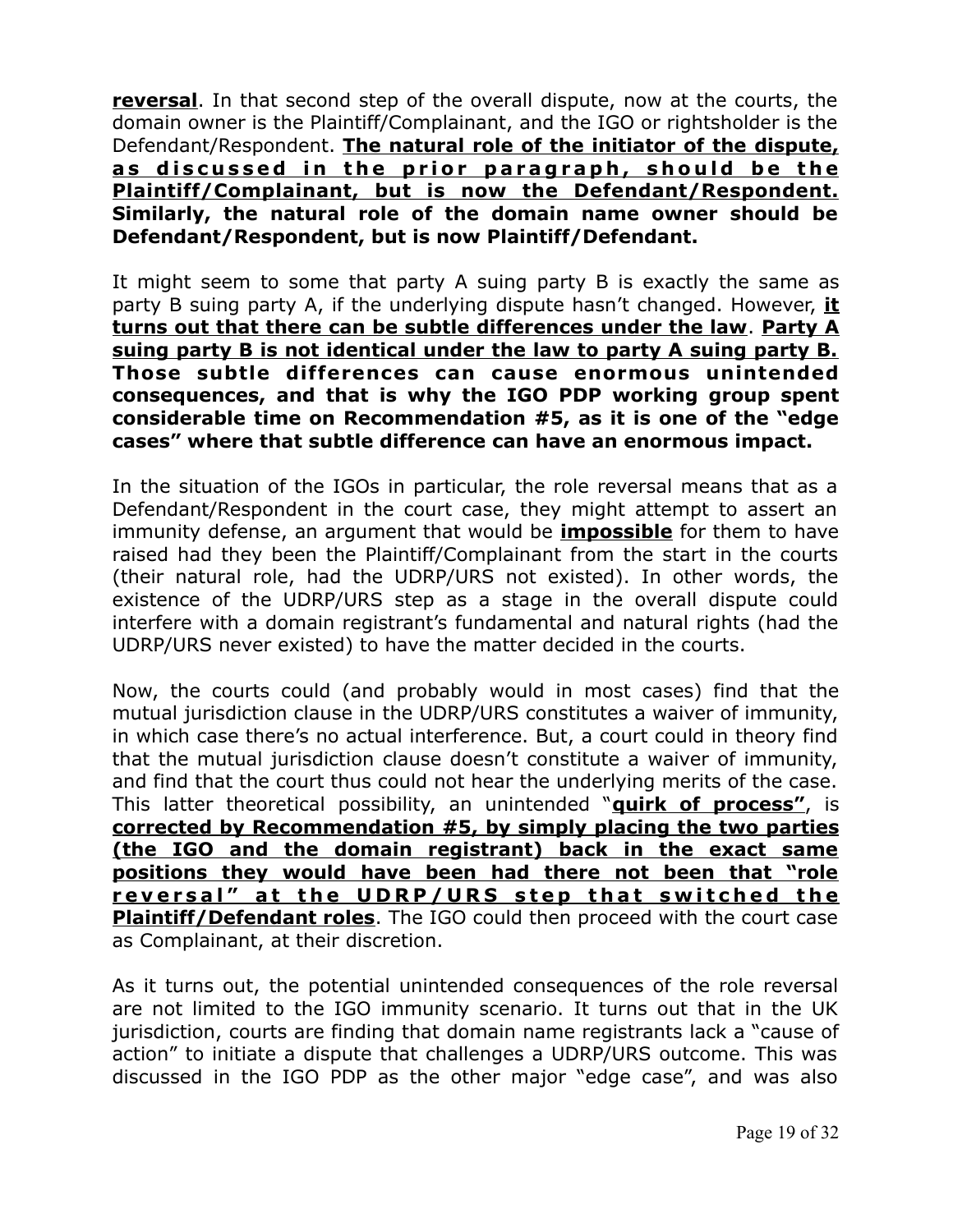**reversal**. In that second step of the overall dispute, now at the courts, the domain owner is the Plaintiff/Complainant, and the IGO or rightsholder is the Defendant/Respondent. **The natural role of the initiator of the dispute, as discussed in the prior paragraph, should be the Plaintiff/Complainant, but is now the Defendant/Respondent. Similarly, the natural role of the domain name owner should be Defendant/Respondent, but is now Plaintiff/Defendant.**

It might seem to some that party A suing party B is exactly the same as party B suing party A, if the underlying dispute hasn't changed. However, **it turns out that there can be subtle differences under the law**. **Party A suing party B is not identical under the law to party A suing party B. Those subtle differences can cause enormous unintended consequences, and that is why the IGO PDP working group spent considerable time on Recommendation #5, as it is one of the "edge cases" where that subtle difference can have an enormous impact.**

In the situation of the IGOs in particular, the role reversal means that as a Defendant/Respondent in the court case, they might attempt to assert an immunity defense, an argument that would be **impossible** for them to have raised had they been the Plaintiff/Complainant from the start in the courts (their natural role, had the UDRP/URS not existed). In other words, the existence of the UDRP/URS step as a stage in the overall dispute could interfere with a domain registrant's fundamental and natural rights (had the UDRP/URS never existed) to have the matter decided in the courts.

Now, the courts could (and probably would in most cases) find that the mutual jurisdiction clause in the UDRP/URS constitutes a waiver of immunity, in which case there's no actual interference. But, a court could in theory find that the mutual jurisdiction clause doesn't constitute a waiver of immunity, and find that the court thus could not hear the underlying merits of the case. This latter theoretical possibility, an unintended "**quirk of process"**, is **corrected by Recommendation #5, by simply placing the two parties (the IGO and the domain registrant) back in the exact same positions they would have been had there not been that "role reversal" at the UDRP/URS step that switched the Plaintiff/Defendant roles**. The IGO could then proceed with the court case as Complainant, at their discretion.

As it turns out, the potential unintended consequences of the role reversal are not limited to the IGO immunity scenario. It turns out that in the UK jurisdiction, courts are finding that domain name registrants lack a "cause of action" to initiate a dispute that challenges a UDRP/URS outcome. This was discussed in the IGO PDP as the other major "edge case", and was also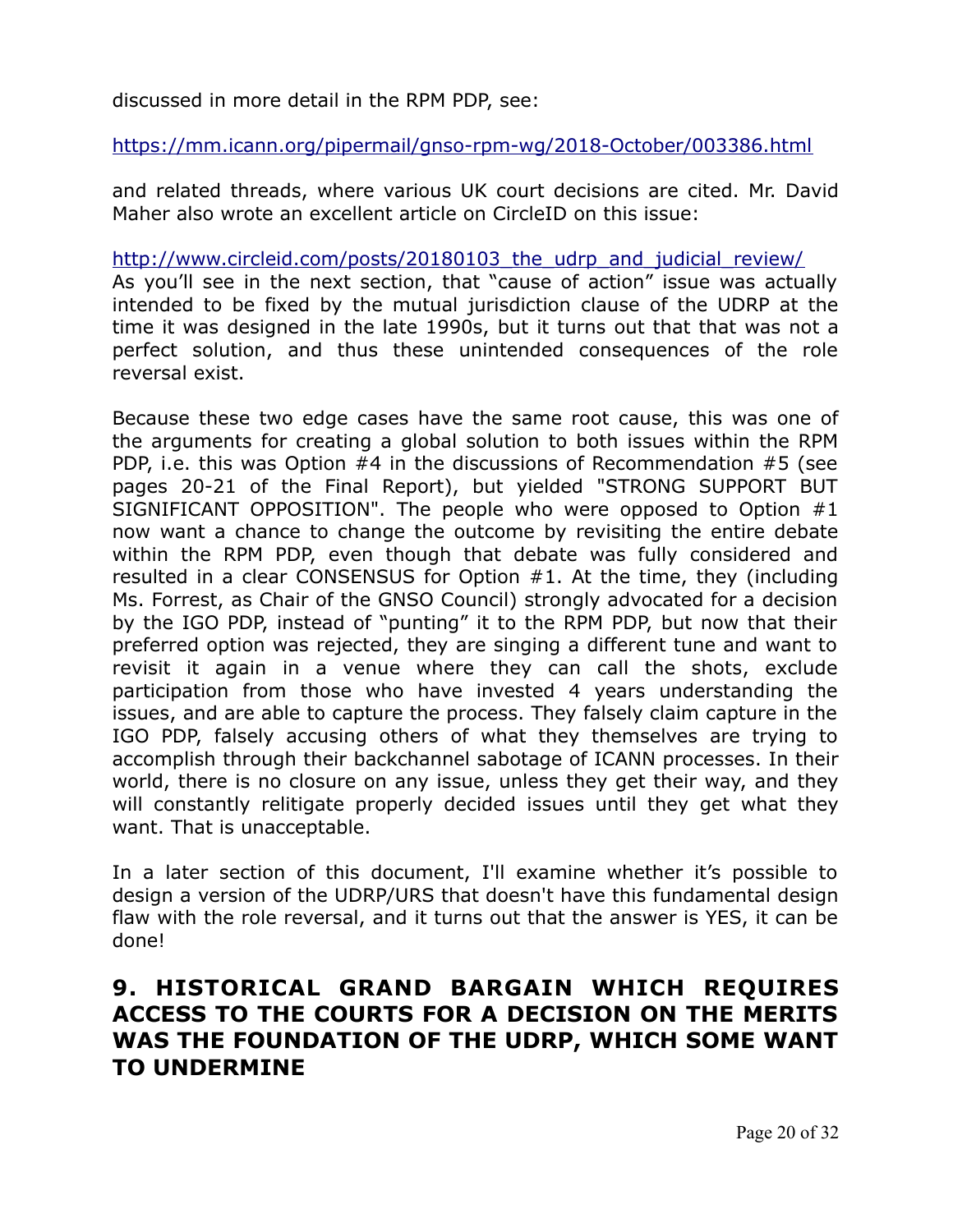discussed in more detail in the RPM PDP, see:

https://mm.icann.org/pipermail/gnso-rpm-wg/2018-October/003386.html

and related threads, where various UK court decisions are cited. Mr. David Maher also wrote an excellent article on CircleID on this issue:

http://www.circleid.com/posts/20180103_the_udrp_and_judicial_review/
As you'll see in the next section, that "cause of action" issue was actually intended to be fixed by the mutual jurisdiction clause of the UDRP at the time it was designed in the late 1990s, but it turns out that that was not a perfect solution, and thus these unintended consequences of the role reversal exist.

Because these two edge cases have the same root cause, this was one of the arguments for creating a global solution to both issues within the RPM PDP, i.e. this was Option #4 in the discussions of Recommendation #5 (see pages 20-21 of the Final Report), but yielded "STRONG SUPPORT BUT SIGNIFICANT OPPOSITION". The people who were opposed to Option #1 now want a chance to change the outcome by revisiting the entire debate within the RPM PDP, even though that debate was fully considered and resulted in a clear CONSENSUS for Option #1. At the time, they (including Ms. Forrest, as Chair of the GNSO Council) strongly advocated for a decision by the IGO PDP, instead of "punting" it to the RPM PDP, but now that their preferred option was rejected, they are singing a different tune and want to revisit it again in a venue where they can call the shots, exclude participation from those who have invested 4 years understanding the issues, and are able to capture the process. They falsely claim capture in the IGO PDP, falsely accusing others of what they themselves are trying to accomplish through their backchannel sabotage of ICANN processes. In their world, there is no closure on any issue, unless they get their way, and they will constantly relitigate properly decided issues until they get what they want. That is unacceptable.

In a later section of this document, I'll examine whether it's possible to design a version of the UDRP/URS that doesn't have this fundamental design flaw with the role reversal, and it turns out that the answer is YES, it can be done!

## 9. HISTORICAL GRAND BARGAIN WHICH REQUIRES ACCESS TO THE COURTS FOR A DECISION ON THE MERITS WAS THE FOUNDATION OF THE UDRP, WHICH SOME WANT TO UNDERMINE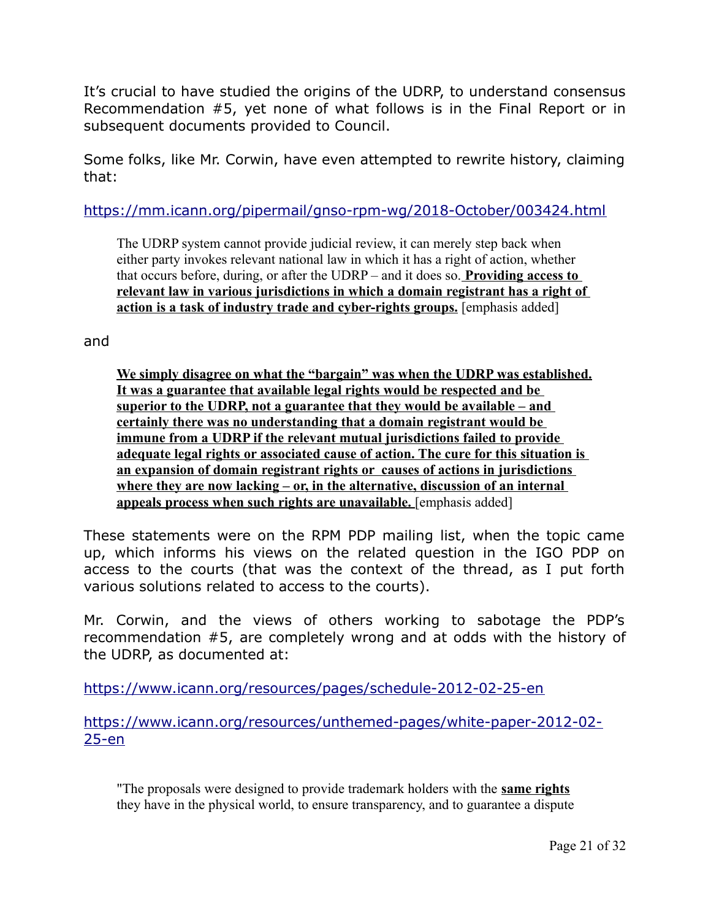It's crucial to have studied the origins of the UDRP, to understand consensus Recommendation #5, yet none of what follows is in the Final Report or in subsequent documents provided to Council.

Some folks, like Mr. Corwin, have even attempted to rewrite history, claiming that:

https://mm.icann.org/pipermail/gnso-rpm-wg/2018-October/003424.html

> The UDRP system cannot provide judicial review, it can merely step back when either party invokes relevant national law in which it has a right of action, whether that occurs before, during, or after the UDRP – and it does so. **Providing access to relevant law in various jurisdictions in which a domain registrant has a right of action is a task of industry trade and cyber-rights groups.** [emphasis added]

and

> **We simply disagree on what the "bargain" was when the UDRP was established. It was a guarantee that available legal rights would be respected and be superior to the UDRP, not a guarantee that they would be available – and certainly there was no understanding that a domain registrant would be immune from a UDRP if the relevant mutual jurisdictions failed to provide adequate legal rights or associated cause of action. The cure for this situation is an expansion of domain registrant rights or causes of actions in jurisdictions where they are now lacking – or, in the alternative, discussion of an internal appeals process when such rights are unavailable.** [emphasis added]

These statements were on the RPM PDP mailing list, when the topic came up, which informs his views on the related question in the IGO PDP on access to the courts (that was the context of the thread, as I put forth various solutions related to access to the courts).

Mr. Corwin, and the views of others working to sabotage the PDP's recommendation #5, are completely wrong and at odds with the history of the UDRP, as documented at:

https://www.icann.org/resources/pages/schedule-2012-02-25-en

https://www.icann.org/resources/unthemed-pages/white-paper-2012-02-25-en

> "The proposals were designed to provide trademark holders with the **same rights** they have in the physical world, to ensure transparency, and to guarantee a dispute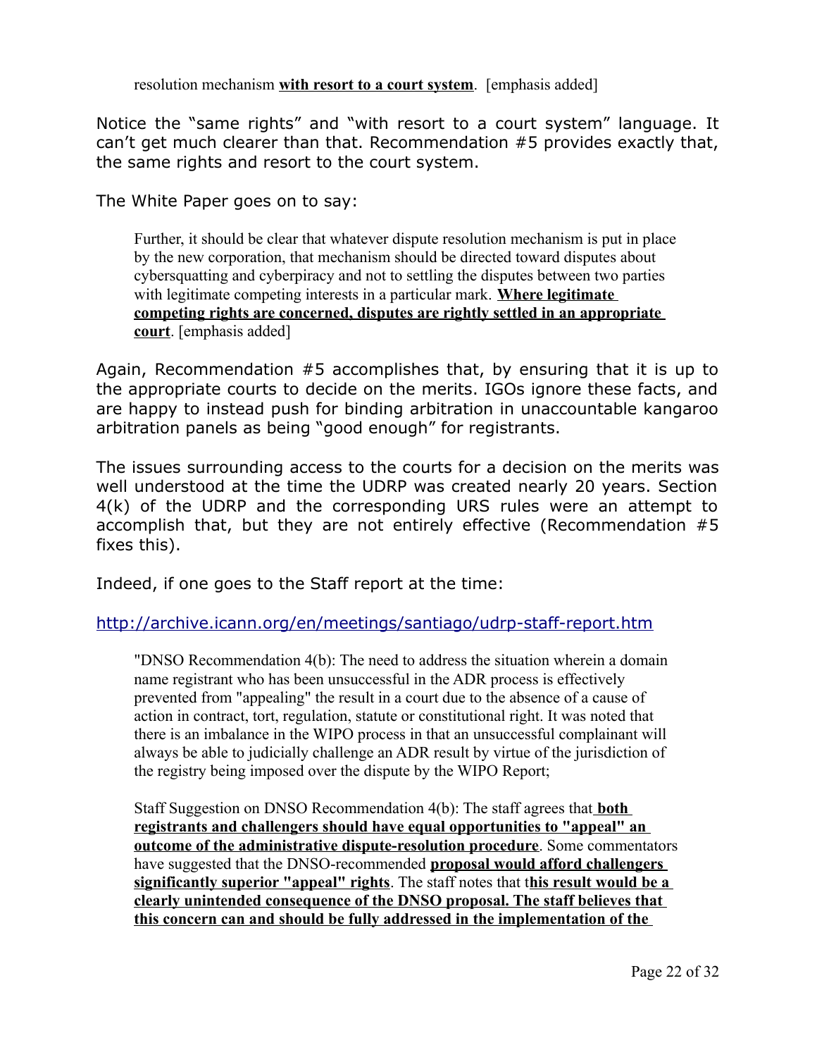> resolution mechanism **<u>with resort to a court system</u>**. [emphasis added]

Notice the "same rights" and "with resort to a court system" language. It can't get much clearer than that. Recommendation #5 provides exactly that, the same rights and resort to the court system.

The White Paper goes on to say:

> Further, it should be clear that whatever dispute resolution mechanism is put in place by the new corporation, that mechanism should be directed toward disputes about cybersquatting and cyberpiracy and not to settling the disputes between two parties with legitimate competing interests in a particular mark. **<u>Where legitimate competing rights are concerned, disputes are rightly settled in an appropriate court</u>**. [emphasis added]

Again, Recommendation #5 accomplishes that, by ensuring that it is up to the appropriate courts to decide on the merits. IGOs ignore these facts, and are happy to instead push for binding arbitration in unaccountable kangaroo arbitration panels as being "good enough" for registrants.

The issues surrounding access to the courts for a decision on the merits was well understood at the time the UDRP was created nearly 20 years. Section 4(k) of the UDRP and the corresponding URS rules were an attempt to accomplish that, but they are not entirely effective (Recommendation #5 fixes this).

Indeed, if one goes to the Staff report at the time:

http://archive.icann.org/en/meetings/santiago/udrp-staff-report.htm

> "DNSO Recommendation 4(b): The need to address the situation wherein a domain name registrant who has been unsuccessful in the ADR process is effectively prevented from "appealing" the result in a court due to the absence of a cause of action in contract, tort, regulation, statute or constitutional right. It was noted that there is an imbalance in the WIPO process in that an unsuccessful complainant will always be able to judicially challenge an ADR result by virtue of the jurisdiction of the registry being imposed over the dispute by the WIPO Report;
>
> Staff Suggestion on DNSO Recommendation 4(b): The staff agrees that **<u>both registrants and challengers should have equal opportunities to "appeal" an outcome of the administrative dispute-resolution procedure</u>**. Some commentators have suggested that the DNSO-recommended **<u>proposal would afford challengers significantly superior "appeal" rights</u>**. The staff notes that t**<u>his result would be a clearly unintended consequence of the DNSO proposal. The staff believes that this concern can and should be fully addressed in the implementation of the</u>**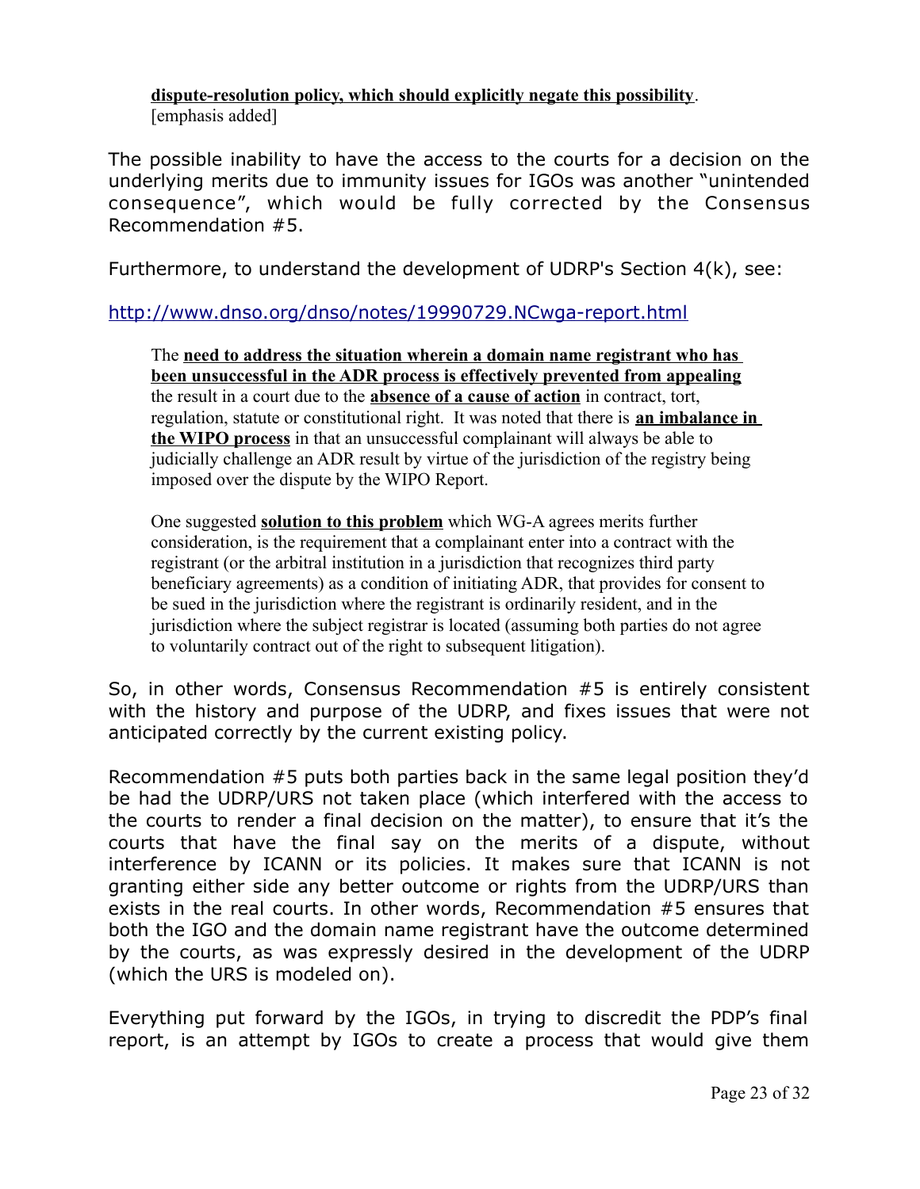> **dispute-resolution policy, which should explicitly negate this possibility**. [emphasis added]

The possible inability to have the access to the courts for a decision on the underlying merits due to immunity issues for IGOs was another "unintended consequence", which would be fully corrected by the Consensus Recommendation #5.

Furthermore, to understand the development of UDRP's Section 4(k), see:

http://www.dnso.org/dnso/notes/19990729.NCwga-report.html

> The **need to address the situation wherein a domain name registrant who has been unsuccessful in the ADR process is effectively prevented from appealing** the result in a court due to the **absence of a cause of action** in contract, tort, regulation, statute or constitutional right. It was noted that there is **an imbalance in the WIPO process** in that an unsuccessful complainant will always be able to judicially challenge an ADR result by virtue of the jurisdiction of the registry being imposed over the dispute by the WIPO Report.
>
> One suggested **solution to this problem** which WG-A agrees merits further consideration, is the requirement that a complainant enter into a contract with the registrant (or the arbitral institution in a jurisdiction that recognizes third party beneficiary agreements) as a condition of initiating ADR, that provides for consent to be sued in the jurisdiction where the registrant is ordinarily resident, and in the jurisdiction where the subject registrar is located (assuming both parties do not agree to voluntarily contract out of the right to subsequent litigation).

So, in other words, Consensus Recommendation #5 is entirely consistent with the history and purpose of the UDRP, and fixes issues that were not anticipated correctly by the current existing policy.

Recommendation #5 puts both parties back in the same legal position they'd be had the UDRP/URS not taken place (which interfered with the access to the courts to render a final decision on the matter), to ensure that it's the courts that have the final say on the merits of a dispute, without interference by ICANN or its policies. It makes sure that ICANN is not granting either side any better outcome or rights from the UDRP/URS than exists in the real courts. In other words, Recommendation #5 ensures that both the IGO and the domain name registrant have the outcome determined by the courts, as was expressly desired in the development of the UDRP (which the URS is modeled on).

Everything put forward by the IGOs, in trying to discredit the PDP's final report, is an attempt by IGOs to create a process that would give them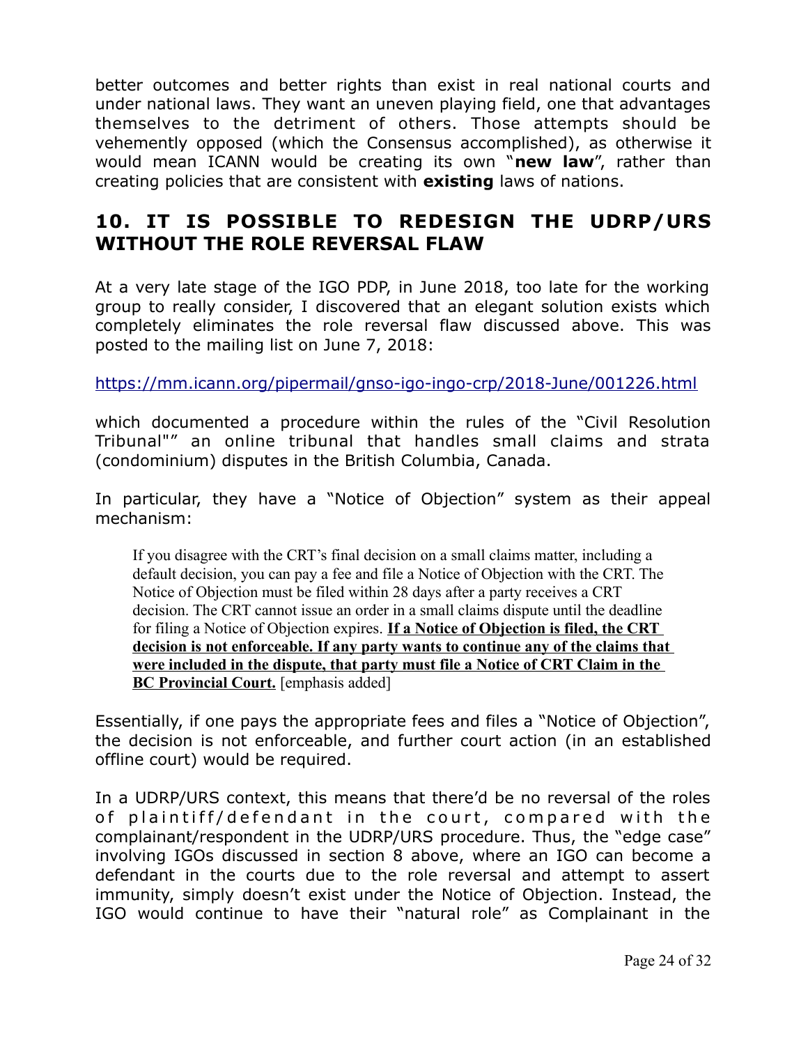better outcomes and better rights than exist in real national courts and under national laws. They want an uneven playing field, one that advantages themselves to the detriment of others. Those attempts should be vehemently opposed (which the Consensus accomplished), as otherwise it would mean ICANN would be creating its own "**new law**", rather than creating policies that are consistent with **existing** laws of nations.

## 10. IT IS POSSIBLE TO REDESIGN THE UDRP/URS WITHOUT THE ROLE REVERSAL FLAW

At a very late stage of the IGO PDP, in June 2018, too late for the working group to really consider, I discovered that an elegant solution exists which completely eliminates the role reversal flaw discussed above. This was posted to the mailing list on June 7, 2018:

https://mm.icann.org/pipermail/gnso-igo-ingo-crp/2018-June/001226.html

which documented a procedure within the rules of the "Civil Resolution Tribunal"" an online tribunal that handles small claims and strata (condominium) disputes in the British Columbia, Canada.

In particular, they have a "Notice of Objection" system as their appeal mechanism:

> If you disagree with the CRT's final decision on a small claims matter, including a default decision, you can pay a fee and file a Notice of Objection with the CRT. The Notice of Objection must be filed within 28 days after a party receives a CRT decision. The CRT cannot issue an order in a small claims dispute until the deadline for filing a Notice of Objection expires. **If a Notice of Objection is filed, the CRT decision is not enforceable. If any party wants to continue any of the claims that were included in the dispute, that party must file a Notice of CRT Claim in the BC Provincial Court.** [emphasis added]

Essentially, if one pays the appropriate fees and files a "Notice of Objection", the decision is not enforceable, and further court action (in an established offline court) would be required.

In a UDRP/URS context, this means that there'd be no reversal of the roles of plaintiff/defendant in the court, compared with the complainant/respondent in the UDRP/URS procedure. Thus, the "edge case" involving IGOs discussed in section 8 above, where an IGO can become a defendant in the courts due to the role reversal and attempt to assert immunity, simply doesn't exist under the Notice of Objection. Instead, the IGO would continue to have their "natural role" as Complainant in the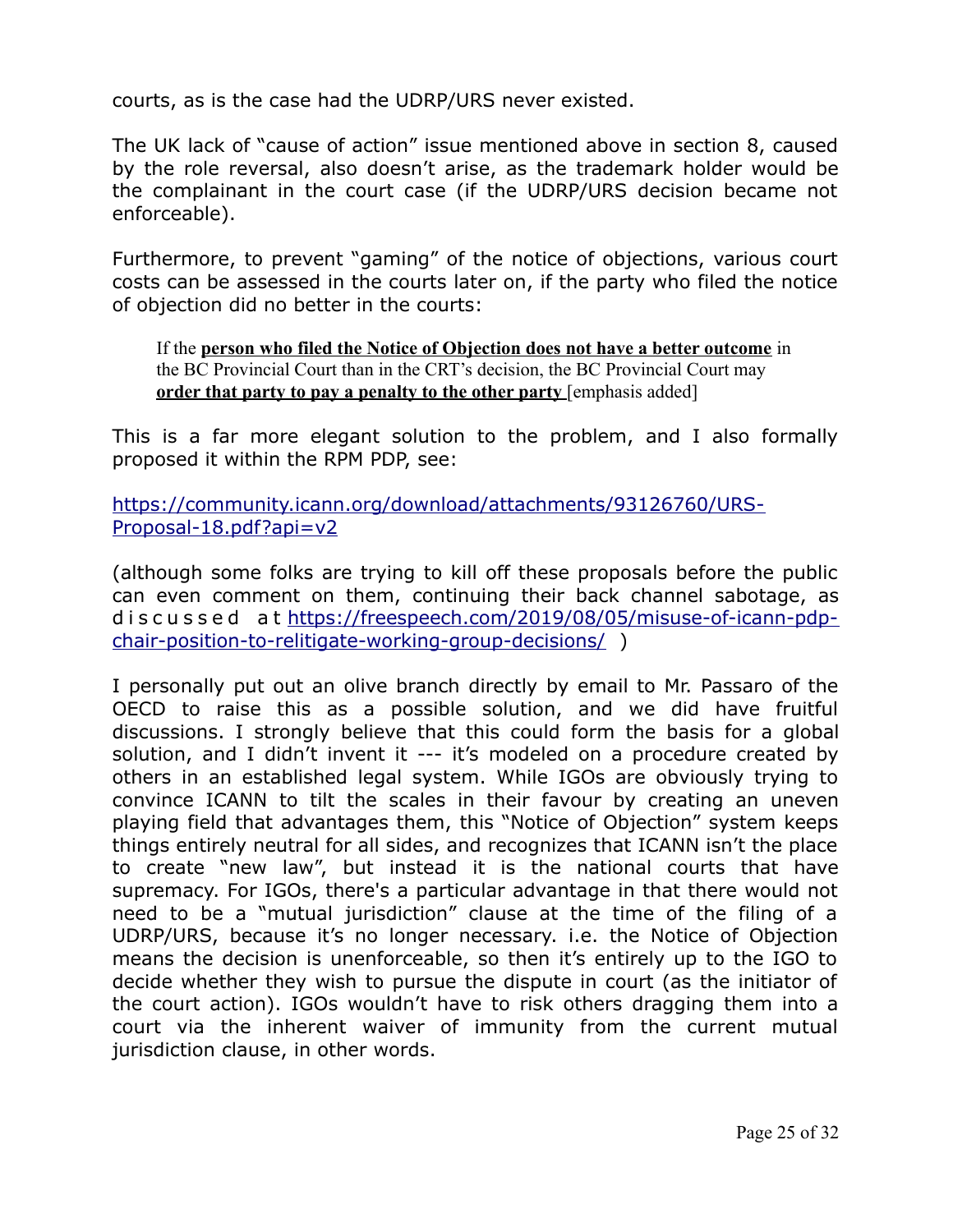courts, as is the case had the UDRP/URS never existed.

The UK lack of "cause of action" issue mentioned above in section 8, caused by the role reversal, also doesn't arise, as the trademark holder would be the complainant in the court case (if the UDRP/URS decision became not enforceable).

Furthermore, to prevent "gaming" of the notice of objections, various court costs can be assessed in the courts later on, if the party who filed the notice of objection did no better in the courts:

> If the **<u>person who filed the Notice of Objection does not have a better outcome</u>** in the BC Provincial Court than in the CRT's decision, the BC Provincial Court may **<u>order that party to pay a penalty to the other party</u>** [emphasis added]

This is a far more elegant solution to the problem, and I also formally proposed it within the RPM PDP, see:

https://community.icann.org/download/attachments/93126760/URS-Proposal-18.pdf?api=v2

(although some folks are trying to kill off these proposals before the public can even comment on them, continuing their back channel sabotage, as discussed at https://freespeech.com/2019/08/05/misuse-of-icann-pdp-chair-position-to-relitigate-working-group-decisions/ )

I personally put out an olive branch directly by email to Mr. Passaro of the OECD to raise this as a possible solution, and we did have fruitful discussions. I strongly believe that this could form the basis for a global solution, and I didn't invent it --- it's modeled on a procedure created by others in an established legal system. While IGOs are obviously trying to convince ICANN to tilt the scales in their favour by creating an uneven playing field that advantages them, this "Notice of Objection" system keeps things entirely neutral for all sides, and recognizes that ICANN isn't the place to create "new law", but instead it is the national courts that have supremacy. For IGOs, there's a particular advantage in that there would not need to be a "mutual jurisdiction" clause at the time of the filing of a UDRP/URS, because it's no longer necessary. i.e. the Notice of Objection means the decision is unenforceable, so then it's entirely up to the IGO to decide whether they wish to pursue the dispute in court (as the initiator of the court action). IGOs wouldn't have to risk others dragging them into a court via the inherent waiver of immunity from the current mutual jurisdiction clause, in other words.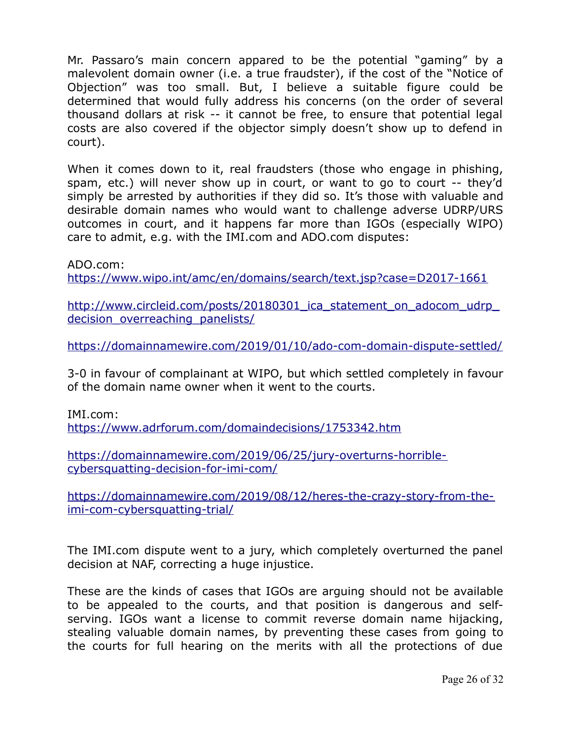Mr. Passaro's main concern appared to be the potential "gaming" by a malevolent domain owner (i.e. a true fraudster), if the cost of the "Notice of Objection" was too small. But, I believe a suitable figure could be determined that would fully address his concerns (on the order of several thousand dollars at risk -- it cannot be free, to ensure that potential legal costs are also covered if the objector simply doesn't show up to defend in court).

When it comes down to it, real fraudsters (those who engage in phishing, spam, etc.) will never show up in court, or want to go to court -- they'd simply be arrested by authorities if they did so. It's those with valuable and desirable domain names who would want to challenge adverse UDRP/URS outcomes in court, and it happens far more than IGOs (especially WIPO) care to admit, e.g. with the IMI.com and ADO.com disputes:

ADO.com:
[https://www.wipo.int/amc/en/domains/search/text.jsp?case=D2017-1661](https://www.wipo.int/amc/en/domains/search/text.jsp?case=D2017-1661)

[http://www.circleid.com/posts/20180301_ica_statement_on_adocom_udrp_decision_overreaching_panelists/](http://www.circleid.com/posts/20180301_ica_statement_on_adocom_udrp_decision_overreaching_panelists/)

[https://domainnamewire.com/2019/01/10/ado-com-domain-dispute-settled/](https://domainnamewire.com/2019/01/10/ado-com-domain-dispute-settled/)

3-0 in favour of complainant at WIPO, but which settled completely in favour of the domain name owner when it went to the courts.

IMI.com:
[https://www.adrforum.com/domaindecisions/1753342.htm](https://www.adrforum.com/domaindecisions/1753342.htm)

[https://domainnamewire.com/2019/06/25/jury-overturns-horrible-cybersquatting-decision-for-imi-com/](https://domainnamewire.com/2019/06/25/jury-overturns-horrible-cybersquatting-decision-for-imi-com/)

[https://domainnamewire.com/2019/08/12/heres-the-crazy-story-from-the-imi-com-cybersquatting-trial/](https://domainnamewire.com/2019/08/12/heres-the-crazy-story-from-the-imi-com-cybersquatting-trial/)

The IMI.com dispute went to a jury, which completely overturned the panel decision at NAF, correcting a huge injustice.

These are the kinds of cases that IGOs are arguing should not be available to be appealed to the courts, and that position is dangerous and self-serving. IGOs want a license to commit reverse domain name hijacking, stealing valuable domain names, by preventing these cases from going to the courts for full hearing on the merits with all the protections of due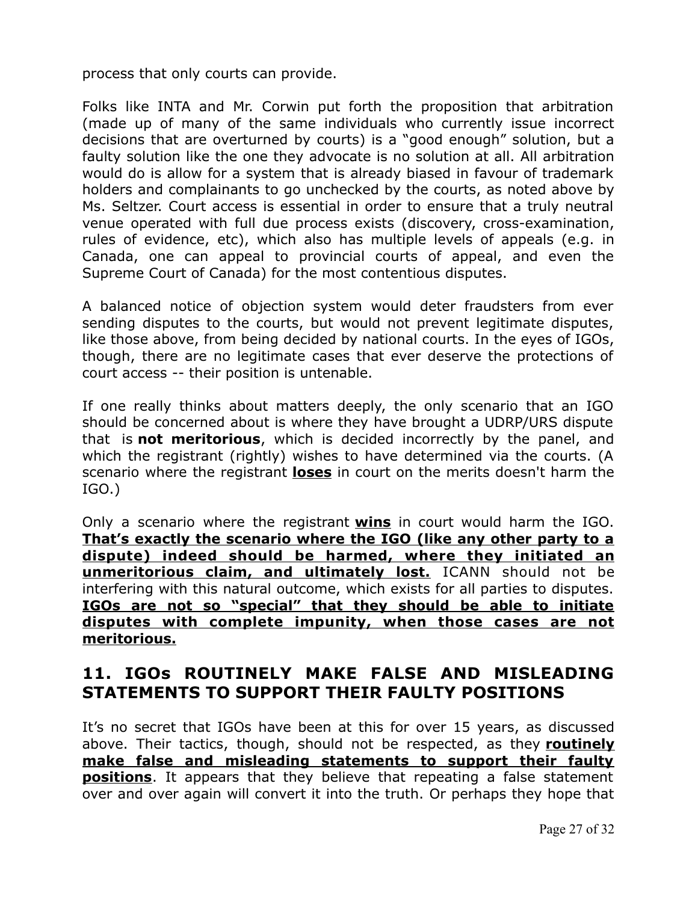process that only courts can provide.

Folks like INTA and Mr. Corwin put forth the proposition that arbitration (made up of many of the same individuals who currently issue incorrect decisions that are overturned by courts) is a "good enough" solution, but a faulty solution like the one they advocate is no solution at all. All arbitration would do is allow for a system that is already biased in favour of trademark holders and complainants to go unchecked by the courts, as noted above by Ms. Seltzer. Court access is essential in order to ensure that a truly neutral venue operated with full due process exists (discovery, cross-examination, rules of evidence, etc), which also has multiple levels of appeals (e.g. in Canada, one can appeal to provincial courts of appeal, and even the Supreme Court of Canada) for the most contentious disputes.

A balanced notice of objection system would deter fraudsters from ever sending disputes to the courts, but would not prevent legitimate disputes, like those above, from being decided by national courts. In the eyes of IGOs, though, there are no legitimate cases that ever deserve the protections of court access -- their position is untenable.

If one really thinks about matters deeply, the only scenario that an IGO should be concerned about is where they have brought a UDRP/URS dispute that is **not meritorious**, which is decided incorrectly by the panel, and which the registrant (rightly) wishes to have determined via the courts. (A scenario where the registrant **<u>loses</u>** in court on the merits doesn't harm the IGO.)

Only a scenario where the registrant **<u>wins</u>** in court would harm the IGO. **<u>That's exactly the scenario where the IGO (like any other party to a dispute) indeed should be harmed, where they initiated an unmeritorious claim, and ultimately lost.</u>** ICANN should not be interfering with this natural outcome, which exists for all parties to disputes. **<u>IGOs are not so "special" that they should be able to initiate disputes with complete impunity, when those cases are not meritorious.</u>**

## 11. IGOs ROUTINELY MAKE FALSE AND MISLEADING STATEMENTS TO SUPPORT THEIR FAULTY POSITIONS

It's no secret that IGOs have been at this for over 15 years, as discussed above. Their tactics, though, should not be respected, as they **<u>routinely make false and misleading statements to support their faulty positions</u>**. It appears that they believe that repeating a false statement over and over again will convert it into the truth. Or perhaps they hope that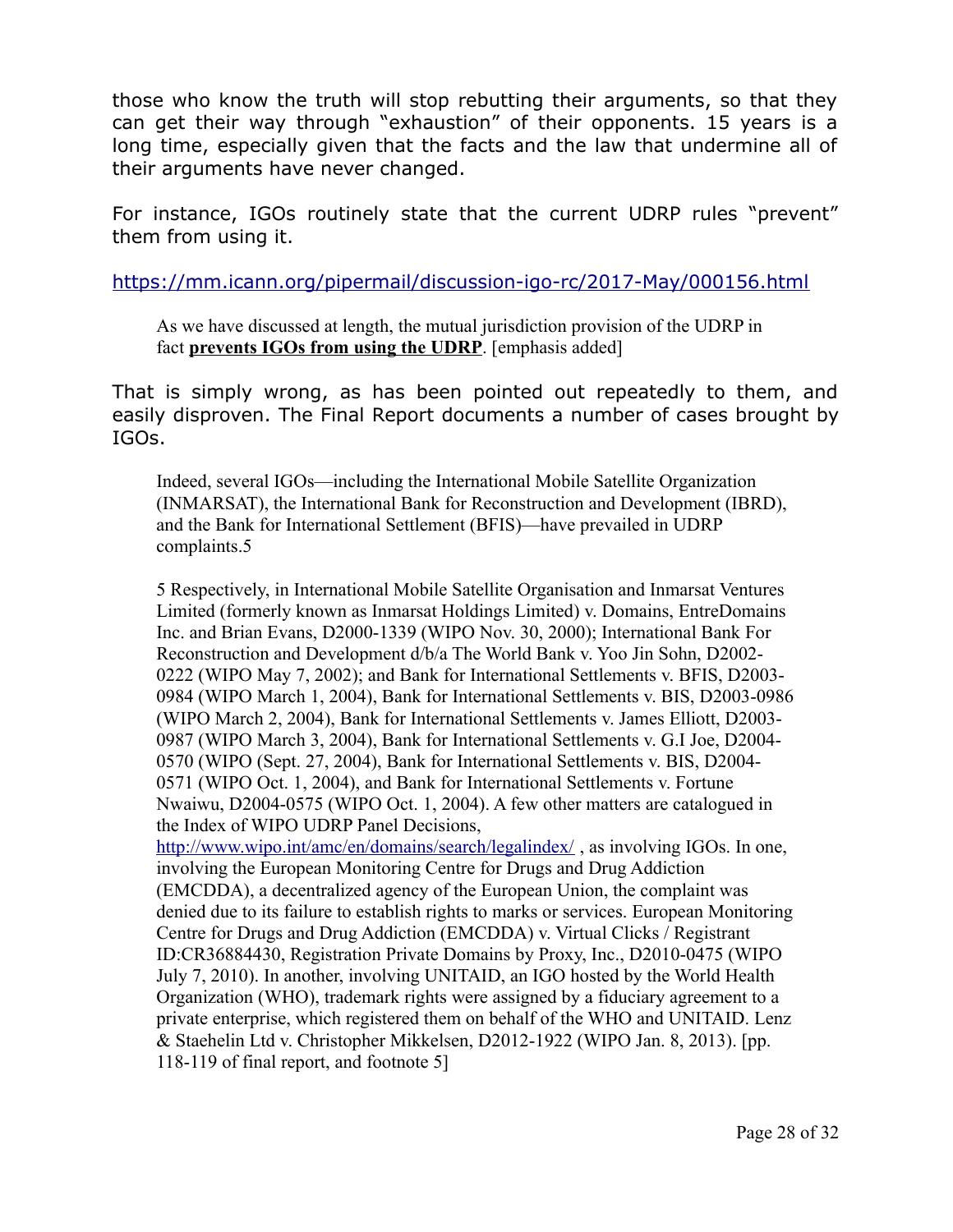those who know the truth will stop rebutting their arguments, so that they can get their way through "exhaustion" of their opponents. 15 years is a long time, especially given that the facts and the law that undermine all of their arguments have never changed.

For instance, IGOs routinely state that the current UDRP rules "prevent" them from using it.

https://mm.icann.org/pipermail/discussion-igo-rc/2017-May/000156.html

> As we have discussed at length, the mutual jurisdiction provision of the UDRP in fact **prevents IGOs from using the UDRP**. [emphasis added]

That is simply wrong, as has been pointed out repeatedly to them, and easily disproven. The Final Report documents a number of cases brought by IGOs.

> Indeed, several IGOs—including the International Mobile Satellite Organization (INMARSAT), the International Bank for Reconstruction and Development (IBRD), and the Bank for International Settlement (BFIS)—have prevailed in UDRP complaints.5
>
> 5 Respectively, in International Mobile Satellite Organisation and Inmarsat Ventures Limited (formerly known as Inmarsat Holdings Limited) v. Domains, EntreDomains Inc. and Brian Evans, D2000-1339 (WIPO Nov. 30, 2000); International Bank For Reconstruction and Development d/b/a The World Bank v. Yoo Jin Sohn, D2002-0222 (WIPO May 7, 2002); and Bank for International Settlements v. BFIS, D2003-0984 (WIPO March 1, 2004), Bank for International Settlements v. BIS, D2003-0986 (WIPO March 2, 2004), Bank for International Settlements v. James Elliott, D2003-0987 (WIPO March 3, 2004), Bank for International Settlements v. G.I Joe, D2004-0570 (WIPO (Sept. 27, 2004), Bank for International Settlements v. BIS, D2004-0571 (WIPO Oct. 1, 2004), and Bank for International Settlements v. Fortune Nwaiwu, D2004-0575 (WIPO Oct. 1, 2004). A few other matters are catalogued in the Index of WIPO UDRP Panel Decisions, http://www.wipo.int/amc/en/domains/search/legalindex/ , as involving IGOs. In one, involving the European Monitoring Centre for Drugs and Drug Addiction (EMCDDA), a decentralized agency of the European Union, the complaint was denied due to its failure to establish rights to marks or services. European Monitoring Centre for Drugs and Drug Addiction (EMCDDA) v. Virtual Clicks / Registrant ID:CR36884430, Registration Private Domains by Proxy, Inc., D2010-0475 (WIPO July 7, 2010). In another, involving UNITAID, an IGO hosted by the World Health Organization (WHO), trademark rights were assigned by a fiduciary agreement to a private enterprise, which registered them on behalf of the WHO and UNITAID. Lenz & Staehelin Ltd v. Christopher Mikkelsen, D2012-1922 (WIPO Jan. 8, 2013). [pp. 118-119 of final report, and footnote 5]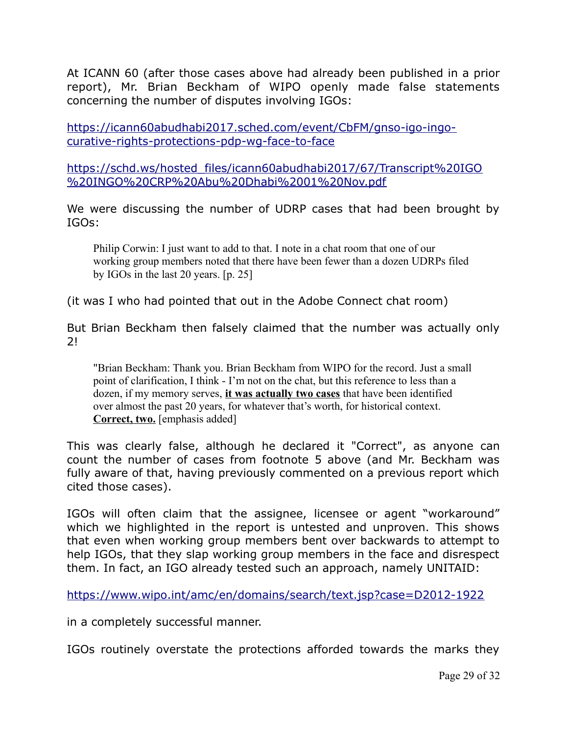At ICANN 60 (after those cases above had already been published in a prior report), Mr. Brian Beckham of WIPO openly made false statements concerning the number of disputes involving IGOs:

https://icann60abudhabi2017.sched.com/event/CbFM/gnso-igo-ingo-curative-rights-protections-pdp-wg-face-to-face

https://schd.ws/hosted_files/icann60abudhabi2017/67/Transcript%20IGO%20INGO%20CRP%20Abu%20Dhabi%2001%20Nov.pdf

We were discussing the number of UDRP cases that had been brought by IGOs:

> Philip Corwin: I just want to add to that. I note in a chat room that one of our working group members noted that there have been fewer than a dozen UDRPs filed by IGOs in the last 20 years. [p. 25]

(it was I who had pointed that out in the Adobe Connect chat room)

But Brian Beckham then falsely claimed that the number was actually only 2!

> "Brian Beckham: Thank you. Brian Beckham from WIPO for the record. Just a small point of clarification, I think - I'm not on the chat, but this reference to less than a dozen, if my memory serves, **it was actually two cases** that have been identified over almost the past 20 years, for whatever that's worth, for historical context. **Correct, two.** [emphasis added]

This was clearly false, although he declared it "Correct", as anyone can count the number of cases from footnote 5 above (and Mr. Beckham was fully aware of that, having previously commented on a previous report which cited those cases).

IGOs will often claim that the assignee, licensee or agent "workaround" which we highlighted in the report is untested and unproven. This shows that even when working group members bent over backwards to attempt to help IGOs, that they slap working group members in the face and disrespect them. In fact, an IGO already tested such an approach, namely UNITAID:

https://www.wipo.int/amc/en/domains/search/text.jsp?case=D2012-1922

in a completely successful manner.

IGOs routinely overstate the protections afforded towards the marks they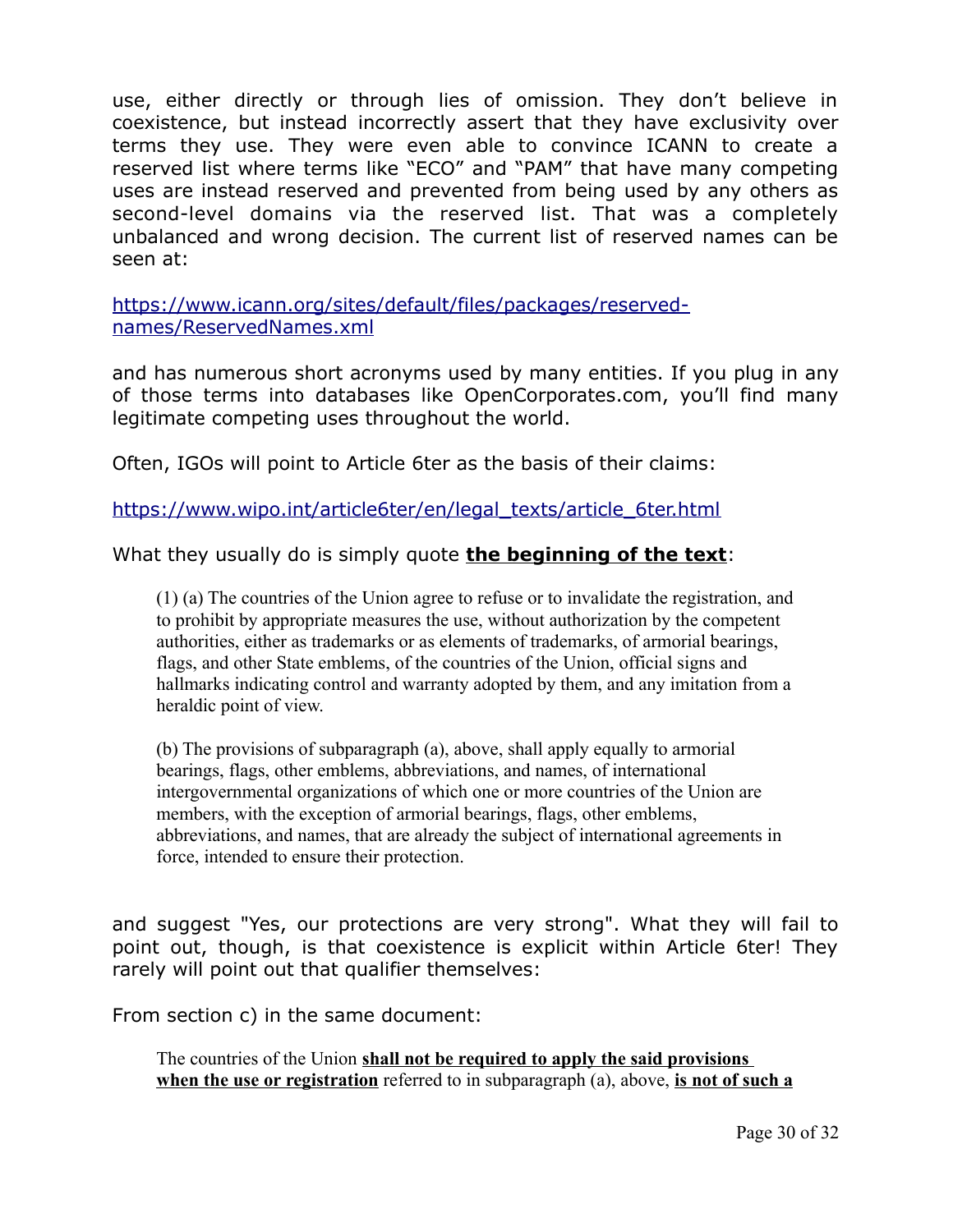use, either directly or through lies of omission. They don't believe in coexistence, but instead incorrectly assert that they have exclusivity over terms they use. They were even able to convince ICANN to create a reserved list where terms like "ECO" and "PAM" that have many competing uses are instead reserved and prevented from being used by any others as second-level domains via the reserved list. That was a completely unbalanced and wrong decision. The current list of reserved names can be seen at:

[https://www.icann.org/sites/default/files/packages/reserved-names/ReservedNames.xml](https://www.icann.org/sites/default/files/packages/reserved-names/ReservedNames.xml)

and has numerous short acronyms used by many entities. If you plug in any of those terms into databases like OpenCorporates.com, you'll find many legitimate competing uses throughout the world.

Often, IGOs will point to Article 6ter as the basis of their claims:

[https://www.wipo.int/article6ter/en/legal_texts/article_6ter.html](https://www.wipo.int/article6ter/en/legal_texts/article_6ter.html)

What they usually do is simply quote **<u>the beginning of the text</u>**:

> (1) (a) The countries of the Union agree to refuse or to invalidate the registration, and to prohibit by appropriate measures the use, without authorization by the competent authorities, either as trademarks or as elements of trademarks, of armorial bearings, flags, and other State emblems, of the countries of the Union, official signs and hallmarks indicating control and warranty adopted by them, and any imitation from a heraldic point of view.
>
> (b) The provisions of subparagraph (a), above, shall apply equally to armorial bearings, flags, other emblems, abbreviations, and names, of international intergovernmental organizations of which one or more countries of the Union are members, with the exception of armorial bearings, flags, other emblems, abbreviations, and names, that are already the subject of international agreements in force, intended to ensure their protection.

and suggest "Yes, our protections are very strong". What they will fail to point out, though, is that coexistence is explicit within Article 6ter! They rarely will point out that qualifier themselves:

From section c) in the same document:

> The countries of the Union **<u>shall not be required to apply the said provisions when the use or registration</u>** referred to in subparagraph (a), above, **<u>is not of such a</u>**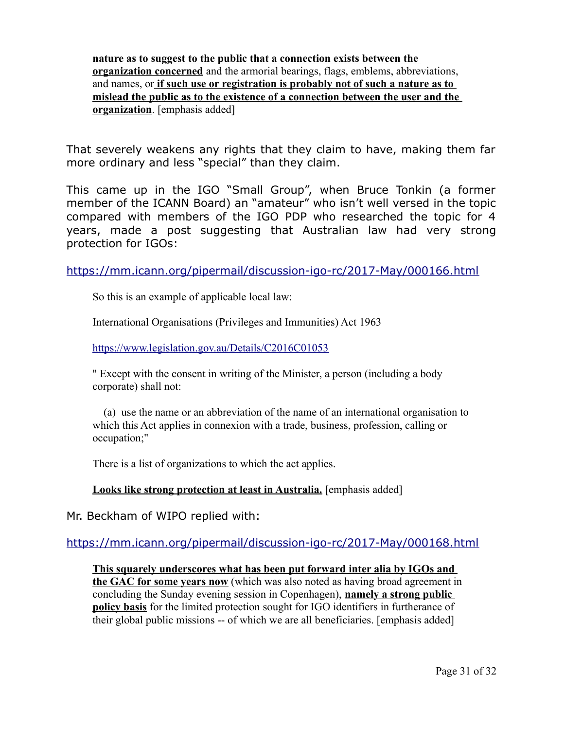> **nature as to suggest to the public that a connection exists between the organization concerned** and the armorial bearings, flags, emblems, abbreviations, and names, or **if such use or registration is probably not of such a nature as to mislead the public as to the existence of a connection between the user and the organization**. [emphasis added]

That severely weakens any rights that they claim to have, making them far more ordinary and less "special" than they claim.

This came up in the IGO "Small Group", when Bruce Tonkin (a former member of the ICANN Board) an "amateur" who isn't well versed in the topic compared with members of the IGO PDP who researched the topic for 4 years, made a post suggesting that Australian law had very strong protection for IGOs:

https://mm.icann.org/pipermail/discussion-igo-rc/2017-May/000166.html

> So this is an example of applicable local law:
>
> International Organisations (Privileges and Immunities) Act 1963
>
> https://www.legislation.gov.au/Details/C2016C01053
>
> " Except with the consent in writing of the Minister, a person (including a body corporate) shall not:
>
> (a) use the name or an abbreviation of the name of an international organisation to which this Act applies in connexion with a trade, business, profession, calling or occupation;"
>
> There is a list of organizations to which the act applies.
>
> **Looks like strong protection at least in Australia.** [emphasis added]

Mr. Beckham of WIPO replied with:

https://mm.icann.org/pipermail/discussion-igo-rc/2017-May/000168.html

> **This squarely underscores what has been put forward inter alia by IGOs and the GAC for some years now** (which was also noted as having broad agreement in concluding the Sunday evening session in Copenhagen), **namely a strong public policy basis** for the limited protection sought for IGO identifiers in furtherance of their global public missions -- of which we are all beneficiaries. [emphasis added]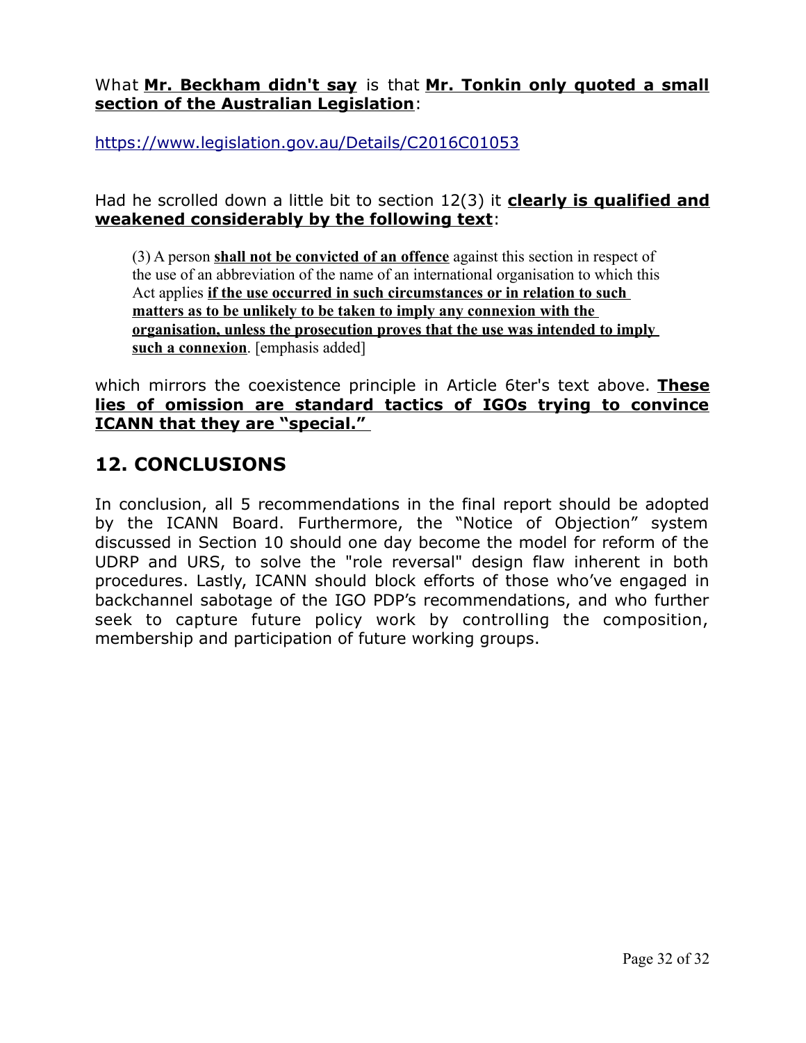What **Mr. Beckham didn't say** is that **Mr. Tonkin only quoted a small section of the Australian Legislation**:

https://www.legislation.gov.au/Details/C2016C01053

Had he scrolled down a little bit to section 12(3) it **clearly is qualified and weakened considerably by the following text**:

> (3) A person **shall not be convicted of an offence** against this section in respect of the use of an abbreviation of the name of an international organisation to which this Act applies **if the use occurred in such circumstances or in relation to such matters as to be unlikely to be taken to imply any connexion with the organisation, unless the prosecution proves that the use was intended to imply such a connexion**. [emphasis added]

which mirrors the coexistence principle in Article 6ter's text above. **These lies of omission are standard tactics of IGOs trying to convince ICANN that they are "special."**

## 12. CONCLUSIONS

In conclusion, all 5 recommendations in the final report should be adopted by the ICANN Board. Furthermore, the "Notice of Objection" system discussed in Section 10 should one day become the model for reform of the UDRP and URS, to solve the "role reversal" design flaw inherent in both procedures. Lastly, ICANN should block efforts of those who've engaged in backchannel sabotage of the IGO PDP's recommendations, and who further seek to capture future policy work by controlling the composition, membership and participation of future working groups.